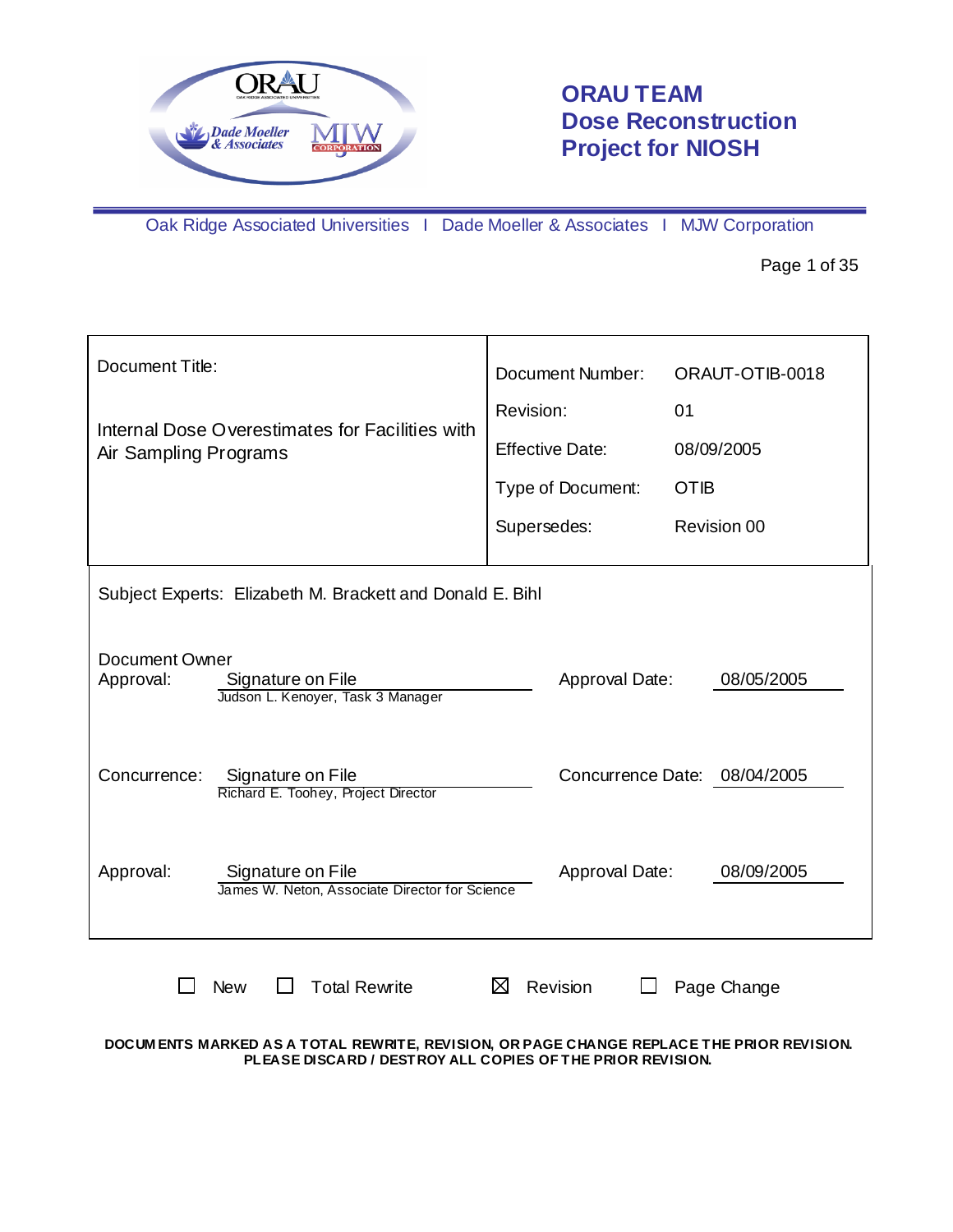# ORAU TEAM
# Dose Reconstruction Project for NIOSH

Oak Ridge Associated Universities I Dade Moeller & Associates I MJW Corporation

| Document Title: | |
|---|---|
| Internal Dose Overestimates for Facilities with Air Sampling Programs | Document Number: ORAUT-OTIB-0018 |
| | Revision: 01 |
| | Effective Date: 08/09/2005 |
| | Type of Document: OTIB |
| | Supersedes: Revision 00 |

Subject Experts: Elizabeth M. Brackett and Donald E. Bihl

Document Owner Approval: Signature on File — Judson L. Kenoyer, Task 3 Manager — Approval Date: 08/05/2005

Concurrence: Signature on File — Richard E. Toohey, Project Director — Concurrence Date: 08/04/2005

Approval: Signature on File — James W. Neton, Associate Director for Science — Approval Date: 08/09/2005

☐ New ☐ Total Rewrite ☒ Revision ☐ Page Change

**DOCUMENTS MARKED AS A TOTAL REWRITE, REVISION, OR PAGE CHANGE REPLACE THE PRIOR REVISION. PLEASE DISCARD / DESTROY ALL COPIES OF THE PRIOR REVISION.**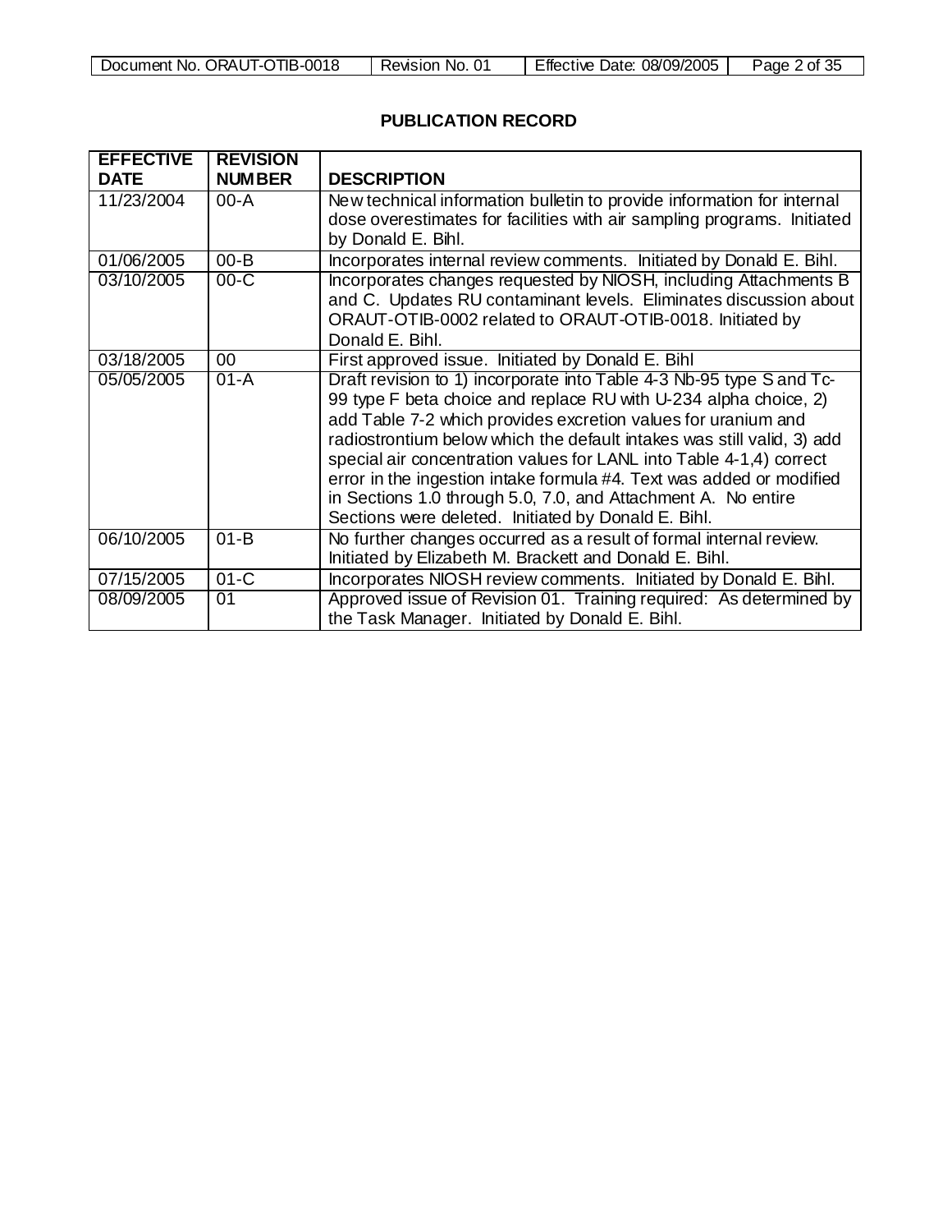## PUBLICATION RECORD

| EFFECTIVE DATE | REVISION NUMBER | DESCRIPTION |
|---|---|---|
| 11/23/2004 | 00-A | New technical information bulletin to provide information for internal dose overestimates for facilities with air sampling programs. Initiated by Donald E. Bihl. |
| 01/06/2005 | 00-B | Incorporates internal review comments. Initiated by Donald E. Bihl. |
| 03/10/2005 | 00-C | Incorporates changes requested by NIOSH, including Attachments B and C. Updates RU contaminant levels. Eliminates discussion about ORAUT-OTIB-0002 related to ORAUT-OTIB-0018. Initiated by Donald E. Bihl. |
| 03/18/2005 | 00 | First approved issue. Initiated by Donald E. Bihl |
| 05/05/2005 | 01-A | Draft revision to 1) incorporate into Table 4-3 Nb-95 type S and Tc-99 type F beta choice and replace RU with U-234 alpha choice, 2) add Table 7-2 which provides excretion values for uranium and radiostrontium below which the default intakes was still valid, 3) add special air concentration values for LANL into Table 4-1,4) correct error in the ingestion intake formula #4. Text was added or modified in Sections 1.0 through 5.0, 7.0, and Attachment A. No entire Sections were deleted. Initiated by Donald E. Bihl. |
| 06/10/2005 | 01-B | No further changes occurred as a result of formal internal review. Initiated by Elizabeth M. Brackett and Donald E. Bihl. |
| 07/15/2005 | 01-C | Incorporates NIOSH review comments. Initiated by Donald E. Bihl. |
| 08/09/2005 | 01 | Approved issue of Revision 01. Training required: As determined by the Task Manager. Initiated by Donald E. Bihl. |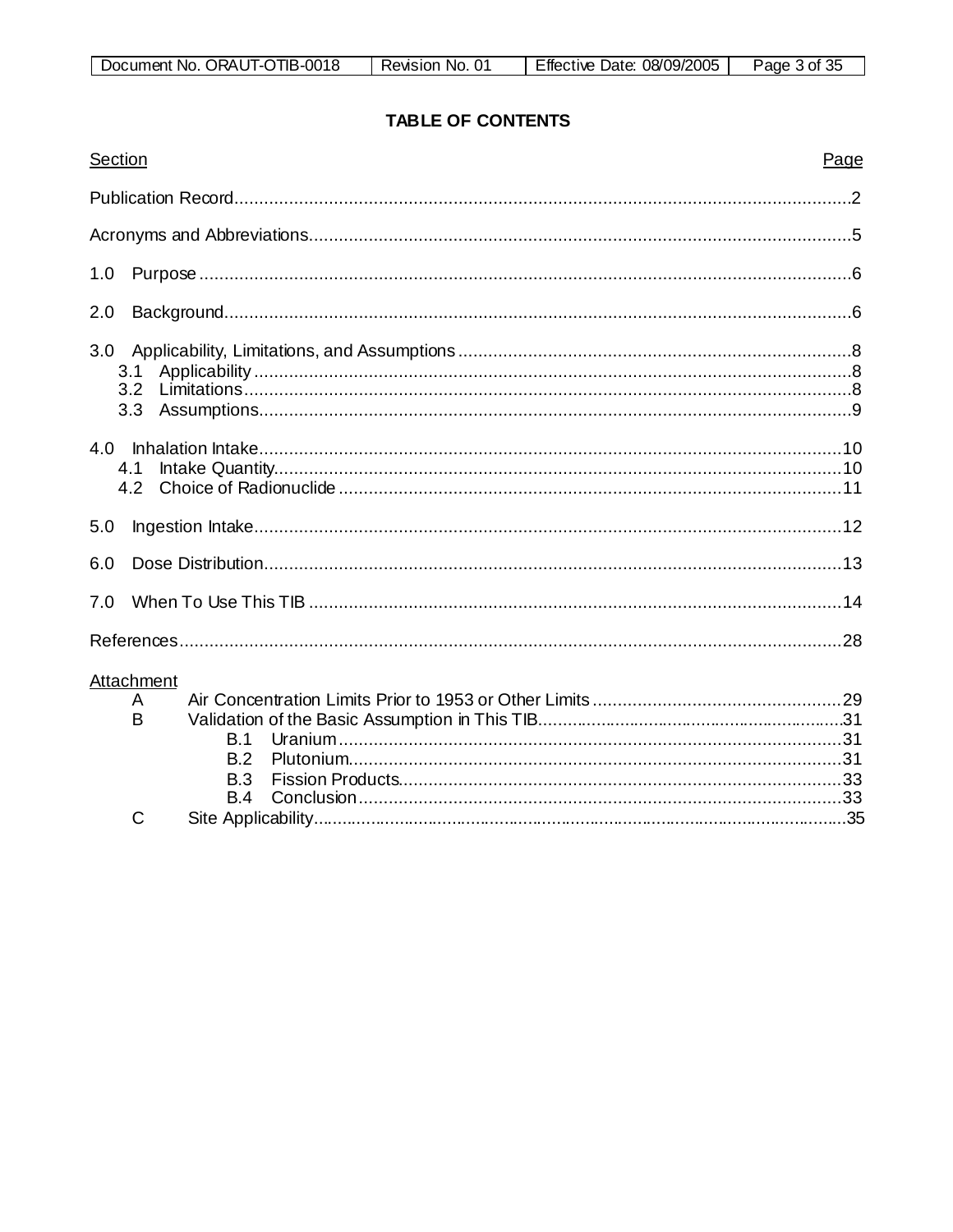## TABLE OF CONTENTS

| Section | Page |
|---|---|
| Publication Record | 2 |
| Acronyms and Abbreviations | 5 |
| 1.0 Purpose | 6 |
| 2.0 Background | 6 |
| 3.0 Applicability, Limitations, and Assumptions | 8 |
| 3.1 Applicability | 8 |
| 3.2 Limitations | 8 |
| 3.3 Assumptions | 9 |
| 4.0 Inhalation Intake | 10 |
| 4.1 Intake Quantity | 10 |
| 4.2 Choice of Radionuclide | 11 |
| 5.0 Ingestion Intake | 12 |
| 6.0 Dose Distribution | 13 |
| 7.0 When To Use This TIB | 14 |
| References | 28 |

| Attachment | | Page |
|---|---|---|
| A | Air Concentration Limits Prior to 1953 or Other Limits | 29 |
| B | Validation of the Basic Assumption in This TIB | 31 |
| | B.1 Uranium | 31 |
| | B.2 Plutonium | 31 |
| | B.3 Fission Products | 33 |
| | B.4 Conclusion | 33 |
| C | Site Applicability | 35 |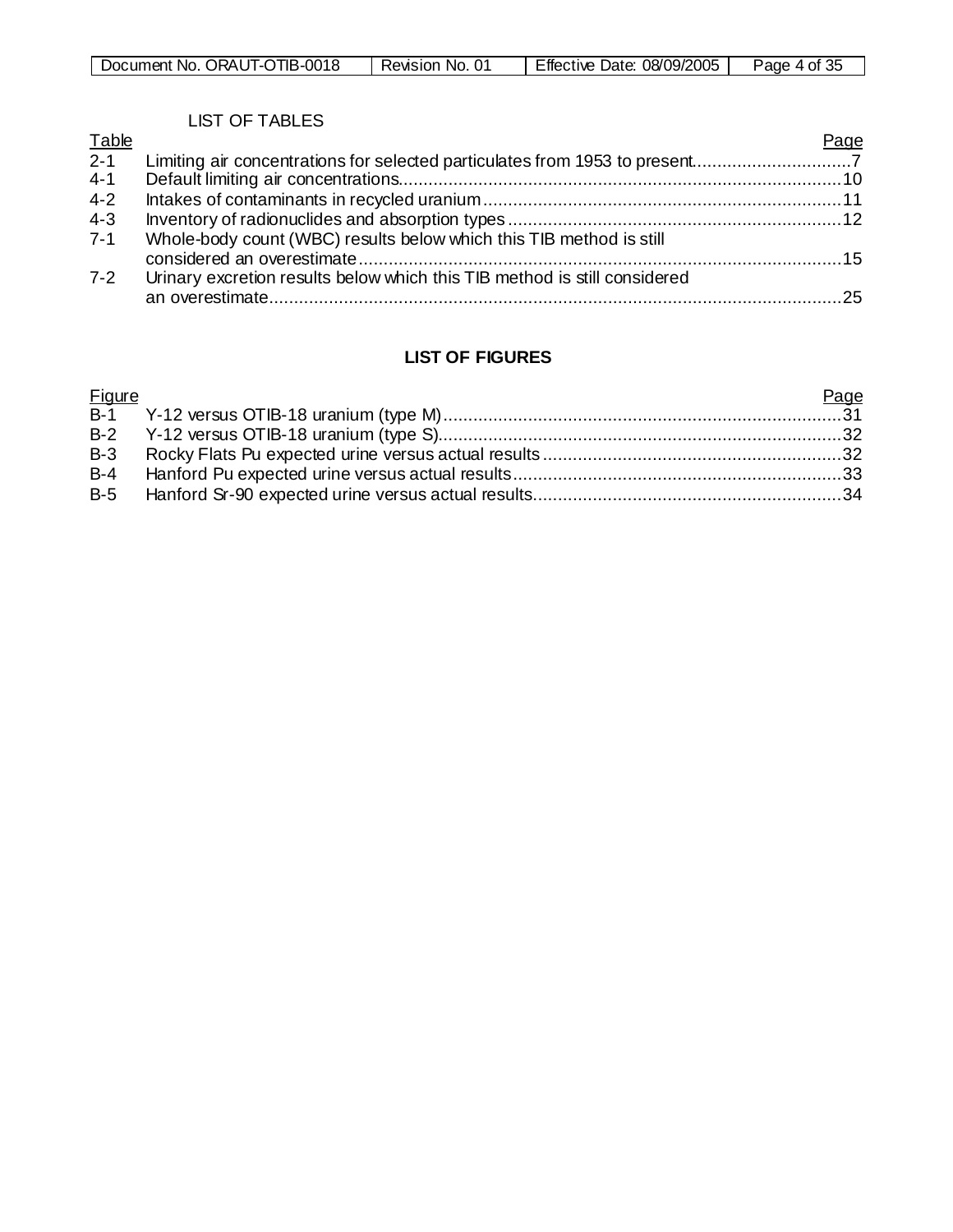## LIST OF TABLES

| Table | | Page |
|---|---|---|
| 2-1 | Limiting air concentrations for selected particulates from 1953 to present | 7 |
| 4-1 | Default limiting air concentrations | 10 |
| 4-2 | Intakes of contaminants in recycled uranium | 11 |
| 4-3 | Inventory of radionuclides and absorption types | 12 |
| 7-1 | Whole-body count (WBC) results below which this TIB method is still considered an overestimate | 15 |
| 7-2 | Urinary excretion results below which this TIB method is still considered an overestimate | 25 |

## LIST OF FIGURES

| Figure | | Page |
|---|---|---|
| B-1 | Y-12 versus OTIB-18 uranium (type M) | 31 |
| B-2 | Y-12 versus OTIB-18 uranium (type S) | 32 |
| B-3 | Rocky Flats Pu expected urine versus actual results | 32 |
| B-4 | Hanford Pu expected urine versus actual results | 33 |
| B-5 | Hanford Sr-90 expected urine versus actual results | 34 |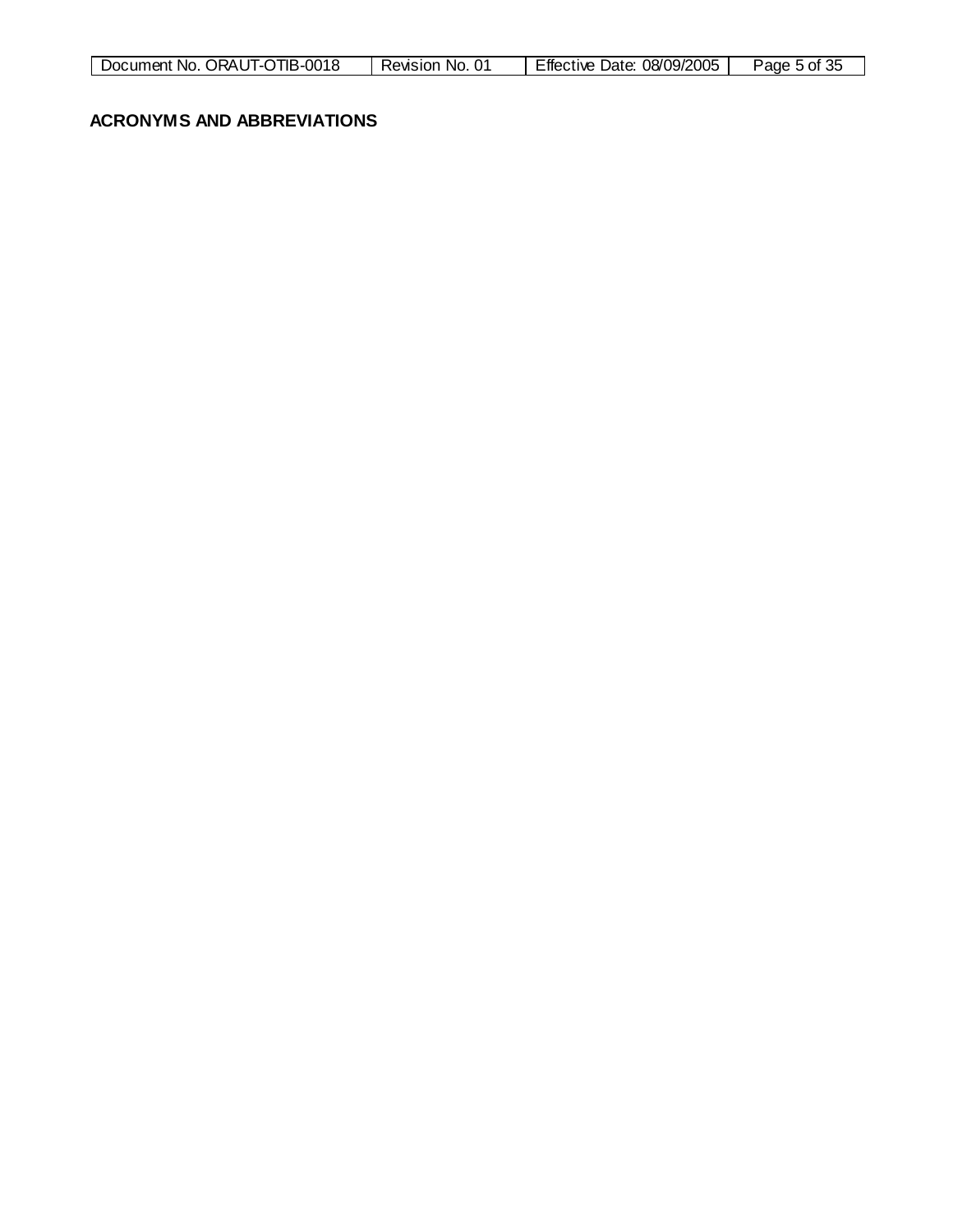## ACRONYMS AND ABBREVIATIONS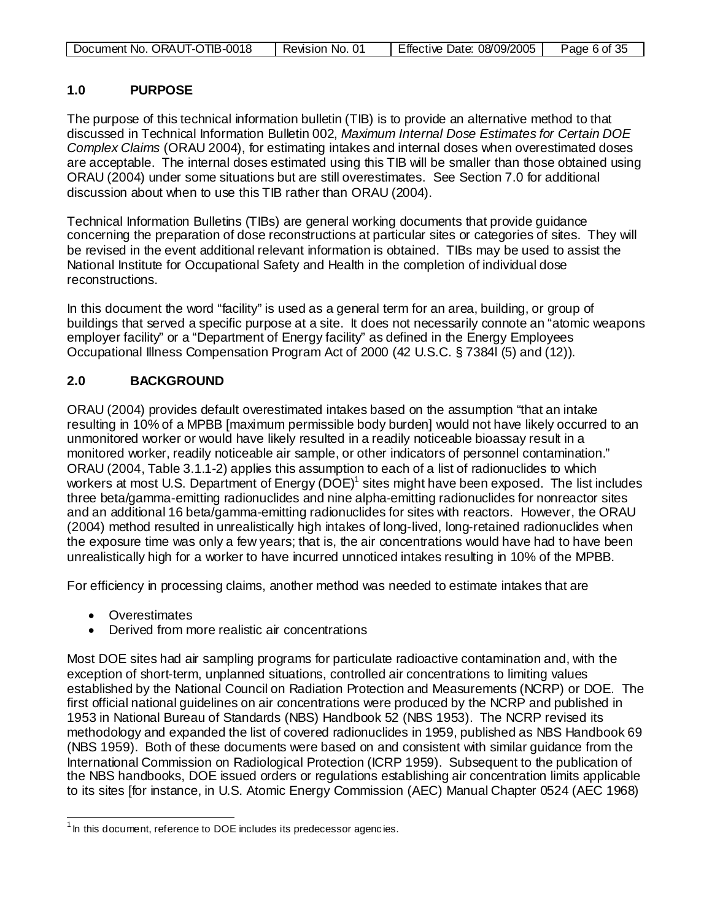## 1.0 PURPOSE

The purpose of this technical information bulletin (TIB) is to provide an alternative method to that discussed in Technical Information Bulletin 002, *Maximum Internal Dose Estimates for Certain DOE Complex Claims* (ORAU 2004), for estimating intakes and internal doses when overestimated doses are acceptable. The internal doses estimated using this TIB will be smaller than those obtained using ORAU (2004) under some situations but are still overestimates. See Section 7.0 for additional discussion about when to use this TIB rather than ORAU (2004).

Technical Information Bulletins (TIBs) are general working documents that provide guidance concerning the preparation of dose reconstructions at particular sites or categories of sites. They will be revised in the event additional relevant information is obtained. TIBs may be used to assist the National Institute for Occupational Safety and Health in the completion of individual dose reconstructions.

In this document the word "facility" is used as a general term for an area, building, or group of buildings that served a specific purpose at a site. It does not necessarily connote an "atomic weapons employer facility" or a "Department of Energy facility" as defined in the Energy Employees Occupational Illness Compensation Program Act of 2000 (42 U.S.C. § 7384l (5) and (12)).

## 2.0 BACKGROUND

ORAU (2004) provides default overestimated intakes based on the assumption "that an intake resulting in 10% of a MPBB [maximum permissible body burden] would not have likely occurred to an unmonitored worker or would have likely resulted in a readily noticeable bioassay result in a monitored worker, readily noticeable air sample, or other indicators of personnel contamination." ORAU (2004, Table 3.1.1-2) applies this assumption to each of a list of radionuclides to which workers at most U.S. Department of Energy (DOE)[1] sites might have been exposed. The list includes three beta/gamma-emitting radionuclides and nine alpha-emitting radionuclides for nonreactor sites and an additional 16 beta/gamma-emitting radionuclides for sites with reactors. However, the ORAU (2004) method resulted in unrealistically high intakes of long-lived, long-retained radionuclides when the exposure time was only a few years; that is, the air concentrations would have had to have been unrealistically high for a worker to have incurred unnoticed intakes resulting in 10% of the MPBB.

For efficiency in processing claims, another method was needed to estimate intakes that are

- Overestimates
- Derived from more realistic air concentrations

Most DOE sites had air sampling programs for particulate radioactive contamination and, with the exception of short-term, unplanned situations, controlled air concentrations to limiting values established by the National Council on Radiation Protection and Measurements (NCRP) or DOE. The first official national guidelines on air concentrations were produced by the NCRP and published in 1953 in National Bureau of Standards (NBS) Handbook 52 (NBS 1953). The NCRP revised its methodology and expanded the list of covered radionuclides in 1959, published as NBS Handbook 69 (NBS 1959). Both of these documents were based on and consistent with similar guidance from the International Commission on Radiological Protection (ICRP 1959). Subsequent to the publication of the NBS handbooks, DOE issued orders or regulations establishing air concentration limits applicable to its sites [for instance, in U.S. Atomic Energy Commission (AEC) Manual Chapter 0524 (AEC 1968)

[1] In this document, reference to DOE includes its predecessor agencies.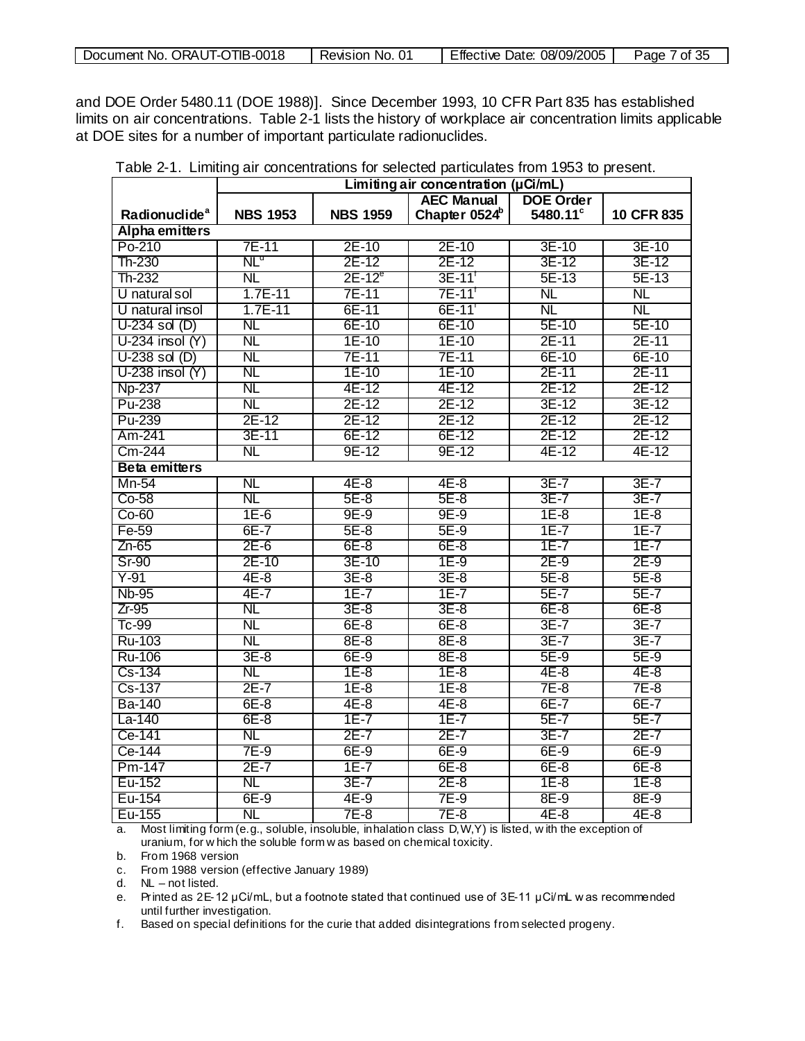and DOE Order 5480.11 (DOE 1988)]. Since December 1993, 10 CFR Part 835 has established limits on air concentrations. Table 2-1 lists the history of workplace air concentration limits applicable at DOE sites for a number of important particulate radionuclides.

Table 2-1. Limiting air concentrations for selected particulates from 1953 to present.

| | Limiting air concentration (µCi/mL) | | | | |
|---|---|---|---|---|---|
| Radionuclide[a] | NBS 1953 | NBS 1959 | AEC Manual Chapter 0524[b] | DOE Order 5480.11[c] | 10 CFR 835 |
| **Alpha emitters** | | | | | |
| Po-210 | 7E-11 | 2E-10 | 2E-10 | 3E-10 | 3E-10 |
| Th-230 | NL[d] | 2E-12 | 2E-12 | 3E-12 | 3E-12 |
| Th-232 | NL | 2E-12[e] | 3E-11[f] | 5E-13 | 5E-13 |
| U natural sol | 1.7E-11 | 7E-11 | 7E-11[f] | NL | NL |
| U natural insol | 1.7E-11 | 6E-11 | 6E-11[f] | NL | NL |
| U-234 sol (D) | NL | 6E-10 | 6E-10 | 5E-10 | 5E-10 |
| U-234 insol (Y) | NL | 1E-10 | 1E-10 | 2E-11 | 2E-11 |
| U-238 sol (D) | NL | 7E-11 | 7E-11 | 6E-10 | 6E-10 |
| U-238 insol (Y) | NL | 1E-10 | 1E-10 | 2E-11 | 2E-11 |
| Np-237 | NL | 4E-12 | 4E-12 | 2E-12 | 2E-12 |
| Pu-238 | NL | 2E-12 | 2E-12 | 3E-12 | 3E-12 |
| Pu-239 | 2E-12 | 2E-12 | 2E-12 | 2E-12 | 2E-12 |
| Am-241 | 3E-11 | 6E-12 | 6E-12 | 2E-12 | 2E-12 |
| Cm-244 | NL | 9E-12 | 9E-12 | 4E-12 | 4E-12 |
| **Beta emitters** | | | | | |
| Mn-54 | NL | 4E-8 | 4E-8 | 3E-7 | 3E-7 |
| Co-58 | NL | 5E-8 | 5E-8 | 3E-7 | 3E-7 |
| Co-60 | 1E-6 | 9E-9 | 9E-9 | 1E-8 | 1E-8 |
| Fe-59 | 6E-7 | 5E-8 | 5E-9 | 1E-7 | 1E-7 |
| Zn-65 | 2E-6 | 6E-8 | 6E-8 | 1E-7 | 1E-7 |
| Sr-90 | 2E-10 | 3E-10 | 1E-9 | 2E-9 | 2E-9 |
| Y-91 | 4E-8 | 3E-8 | 3E-8 | 5E-8 | 5E-8 |
| Nb-95 | 4E-7 | 1E-7 | 1E-7 | 5E-7 | 5E-7 |
| Zr-95 | NL | 3E-8 | 3E-8 | 6E-8 | 6E-8 |
| Tc-99 | NL | 6E-8 | 6E-8 | 3E-7 | 3E-7 |
| Ru-103 | NL | 8E-8 | 8E-8 | 3E-7 | 3E-7 |
| Ru-106 | 3E-8 | 6E-9 | 8E-8 | 5E-9 | 5E-9 |
| Cs-134 | NL | 1E-8 | 1E-8 | 4E-8 | 4E-8 |
| Cs-137 | 2E-7 | 1E-8 | 1E-8 | 7E-8 | 7E-8 |
| Ba-140 | 6E-8 | 4E-8 | 4E-8 | 6E-7 | 6E-7 |
| La-140 | 6E-8 | 1E-7 | 1E-7 | 5E-7 | 5E-7 |
| Ce-141 | NL | 2E-7 | 2E-7 | 3E-7 | 2E-7 |
| Ce-144 | 7E-9 | 6E-9 | 6E-9 | 6E-9 | 6E-9 |
| Pm-147 | 2E-7 | 1E-7 | 6E-8 | 6E-8 | 6E-8 |
| Eu-152 | NL | 3E-7 | 2E-8 | 1E-8 | 1E-8 |
| Eu-154 | 6E-9 | 4E-9 | 7E-9 | 8E-9 | 8E-9 |
| Eu-155 | NL | 7E-8 | 7E-8 | 4E-8 | 4E-8 |

a. Most limiting form (e.g., soluble, insoluble, inhalation class D,W,Y) is listed, with the exception of uranium, for which the soluble form was based on chemical toxicity.

b. From 1968 version

c. From 1988 version (effective January 1989)

d. NL – not listed.

e. Printed as 2E-12 µCi/mL, but a footnote stated that continued use of 3E-11 µCi/mL was recommended until further investigation.

f. Based on special definitions for the curie that added disintegrations from selected progeny.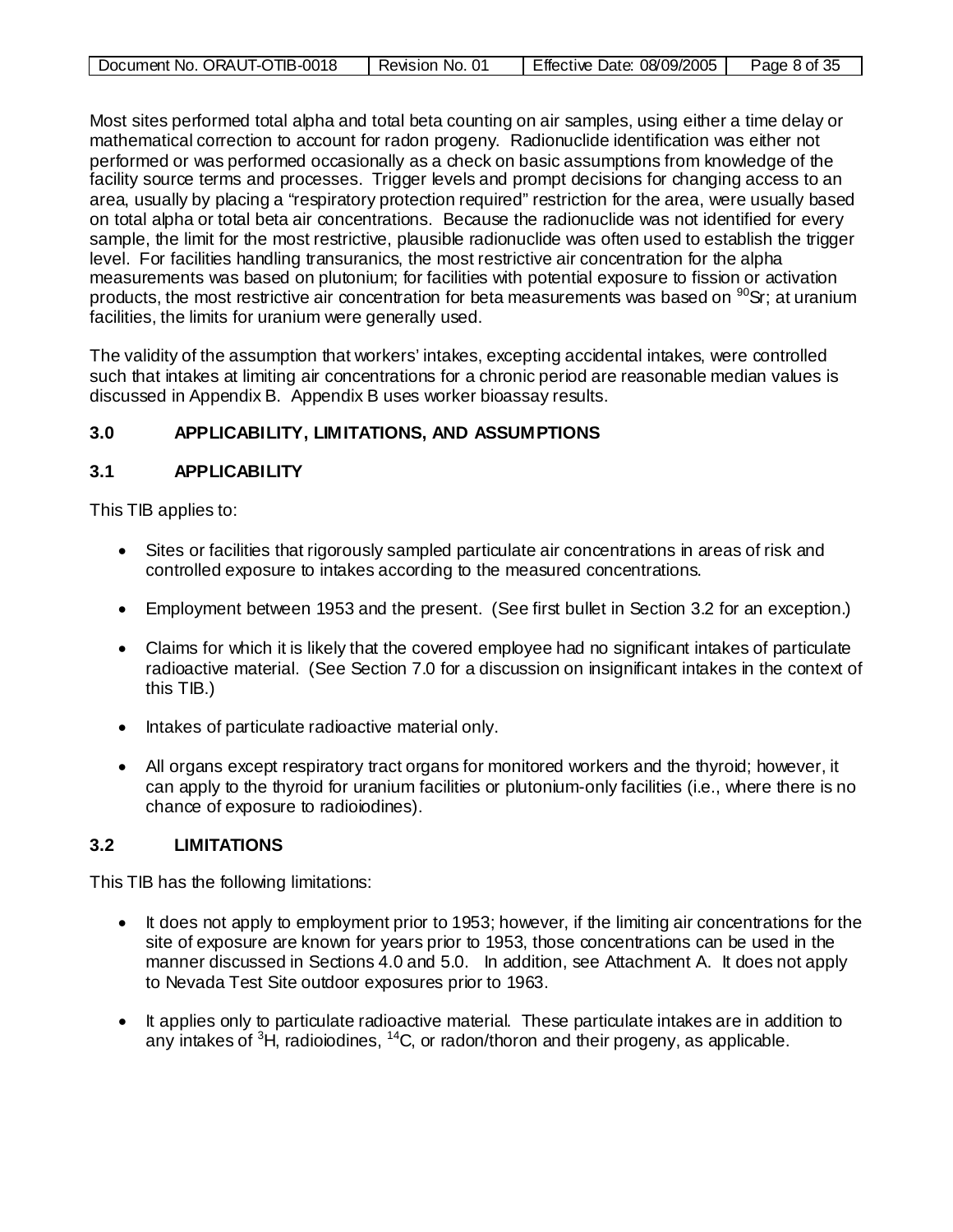Most sites performed total alpha and total beta counting on air samples, using either a time delay or mathematical correction to account for radon progeny. Radionuclide identification was either not performed or was performed occasionally as a check on basic assumptions from knowledge of the facility source terms and processes. Trigger levels and prompt decisions for changing access to an area, usually by placing a "respiratory protection required" restriction for the area, were usually based on total alpha or total beta air concentrations. Because the radionuclide was not identified for every sample, the limit for the most restrictive, plausible radionuclide was often used to establish the trigger level. For facilities handling transuranics, the most restrictive air concentration for the alpha measurements was based on plutonium; for facilities with potential exposure to fission or activation products, the most restrictive air concentration for beta measurements was based on $^{90}Sr$; at uranium facilities, the limits for uranium were generally used.

The validity of the assumption that workers' intakes, excepting accidental intakes, were controlled such that intakes at limiting air concentrations for a chronic period are reasonable median values is discussed in Appendix B. Appendix B uses worker bioassay results.

## 3.0 APPLICABILITY, LIMITATIONS, AND ASSUMPTIONS

### 3.1 APPLICABILITY

This TIB applies to:

- Sites or facilities that rigorously sampled particulate air concentrations in areas of risk and controlled exposure to intakes according to the measured concentrations.
- Employment between 1953 and the present. (See first bullet in Section 3.2 for an exception.)
- Claims for which it is likely that the covered employee had no significant intakes of particulate radioactive material. (See Section 7.0 for a discussion on insignificant intakes in the context of this TIB.)
- Intakes of particulate radioactive material only.
- All organs except respiratory tract organs for monitored workers and the thyroid; however, it can apply to the thyroid for uranium facilities or plutonium-only facilities (i.e., where there is no chance of exposure to radioiodines).

### 3.2 LIMITATIONS

This TIB has the following limitations:

- It does not apply to employment prior to 1953; however, if the limiting air concentrations for the site of exposure are known for years prior to 1953, those concentrations can be used in the manner discussed in Sections 4.0 and 5.0. In addition, see Attachment A. It does not apply to Nevada Test Site outdoor exposures prior to 1963.
- It applies only to particulate radioactive material. These particulate intakes are in addition to any intakes of $^{3}H$, radioiodines, $^{14}C$, or radon/thoron and their progeny, as applicable.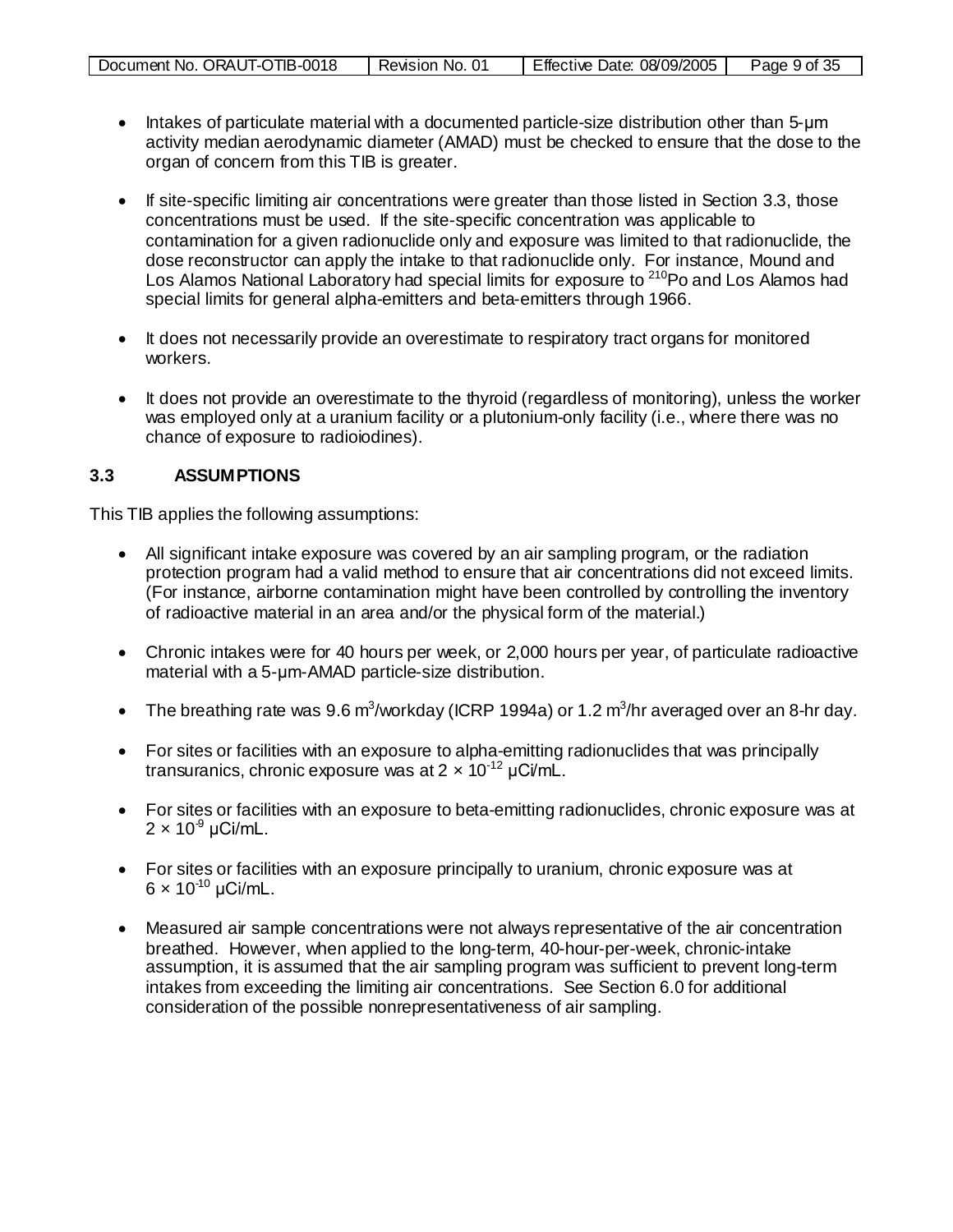- Intakes of particulate material with a documented particle-size distribution other than 5-μm activity median aerodynamic diameter (AMAD) must be checked to ensure that the dose to the organ of concern from this TIB is greater.

- If site-specific limiting air concentrations were greater than those listed in Section 3.3, those concentrations must be used. If the site-specific concentration was applicable to contamination for a given radionuclide only and exposure was limited to that radionuclide, the dose reconstructor can apply the intake to that radionuclide only. For instance, Mound and Los Alamos National Laboratory had special limits for exposure to $^{210}$Po and Los Alamos had special limits for general alpha-emitters and beta-emitters through 1966.

- It does not necessarily provide an overestimate to respiratory tract organs for monitored workers.

- It does not provide an overestimate to the thyroid (regardless of monitoring), unless the worker was employed only at a uranium facility or a plutonium-only facility (i.e., where there was no chance of exposure to radioiodines).

### 3.3 ASSUMPTIONS

This TIB applies the following assumptions:

- All significant intake exposure was covered by an air sampling program, or the radiation protection program had a valid method to ensure that air concentrations did not exceed limits. (For instance, airborne contamination might have been controlled by controlling the inventory of radioactive material in an area and/or the physical form of the material.)

- Chronic intakes were for 40 hours per week, or 2,000 hours per year, of particulate radioactive material with a 5-μm-AMAD particle-size distribution.

- The breathing rate was 9.6 $m^3$/workday (ICRP 1994a) or 1.2 $m^3$/hr averaged over an 8-hr day.

- For sites or facilities with an exposure to alpha-emitting radionuclides that was principally transuranics, chronic exposure was at $2 \times 10^{-12}$ μCi/mL.

- For sites or facilities with an exposure to beta-emitting radionuclides, chronic exposure was at $2 \times 10^{-9}$ μCi/mL.

- For sites or facilities with an exposure principally to uranium, chronic exposure was at $6 \times 10^{-10}$ μCi/mL.

- Measured air sample concentrations were not always representative of the air concentration breathed. However, when applied to the long-term, 40-hour-per-week, chronic-intake assumption, it is assumed that the air sampling program was sufficient to prevent long-term intakes from exceeding the limiting air concentrations. See Section 6.0 for additional consideration of the possible nonrepresentativeness of air sampling.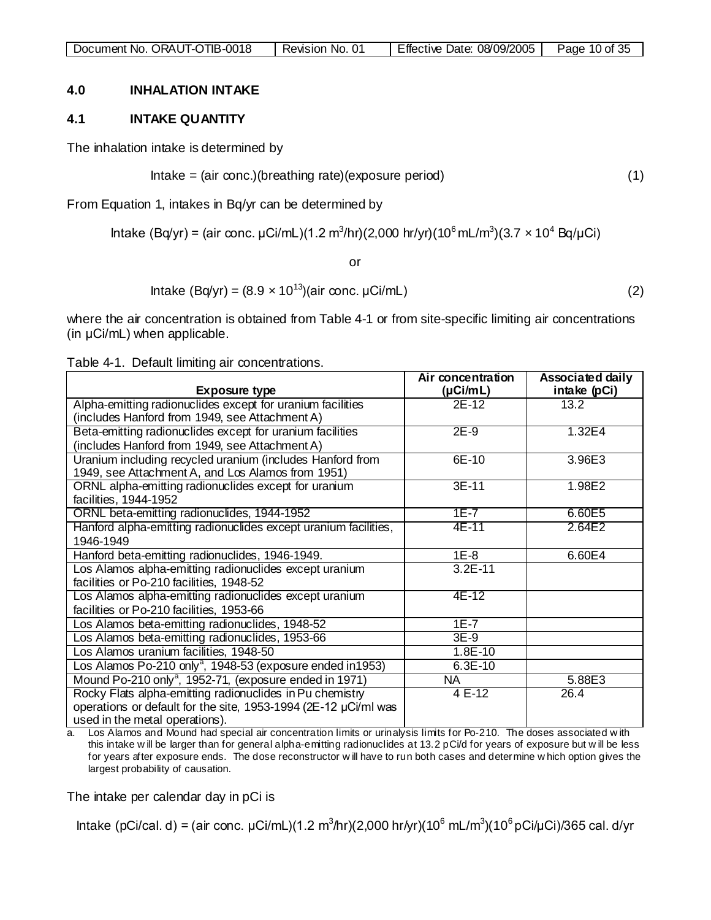## 4.0 INHALATION INTAKE

### 4.1 INTAKE QUANTITY

The inhalation intake is determined by

$$\text{Intake} = (\text{air conc.})(\text{breathing rate})(\text{exposure period}) \quad (1)$$

From Equation 1, intakes in Bq/yr can be determined by

$$\text{Intake (Bq/yr)} = (\text{air conc. } \mu\text{Ci/mL})(1.2 \text{ m}^3/\text{hr})(2{,}000 \text{ hr/yr})(10^6 \text{ mL/m}^3)(3.7 \times 10^4 \text{ Bq/}\mu\text{Ci})$$

or

$$\text{Intake (Bq/yr)} = (8.9 \times 10^{13})(\text{air conc. } \mu\text{Ci/mL}) \quad (2)$$

where the air concentration is obtained from Table 4-1 or from site-specific limiting air concentrations (in µCi/mL) when applicable.

Table 4-1. Default limiting air concentrations.

| Exposure type | Air concentration (µCi/mL) | Associated daily intake (pCi) |
|---|---|---|
| Alpha-emitting radionuclides except for uranium facilities (includes Hanford from 1949, see Attachment A) | 2E-12 | 13.2 |
| Beta-emitting radionuclides except for uranium facilities (includes Hanford from 1949, see Attachment A) | 2E-9 | 1.32E4 |
| Uranium including recycled uranium (includes Hanford from 1949, see Attachment A, and Los Alamos from 1951) | 6E-10 | 3.96E3 |
| ORNL alpha-emitting radionuclides except for uranium facilities, 1944-1952 | 3E-11 | 1.98E2 |
| ORNL beta-emitting radionuclides, 1944-1952 | 1E-7 | 6.60E5 |
| Hanford alpha-emitting radionuclides except uranium facilities, 1946-1949 | 4E-11 | 2.64E2 |
| Hanford beta-emitting radionuclides, 1946-1949. | 1E-8 | 6.60E4 |
| Los Alamos alpha-emitting radionuclides except uranium facilities or Po-210 facilities, 1948-52 | 3.2E-11 | |
| Los Alamos alpha-emitting radionuclides except uranium facilities or Po-210 facilities, 1953-66 | 4E-12 | |
| Los Alamos beta-emitting radionuclides, 1948-52 | 1E-7 | |
| Los Alamos beta-emitting radionuclides, 1953-66 | 3E-9 | |
| Los Alamos uranium facilities, 1948-50 | 1.8E-10 | |
| Los Alamos Po-210 only[a], 1948-53 (exposure ended in1953) | 6.3E-10 | |
| Mound Po-210 only[a], 1952-71, (exposure ended in 1971) | NA | 5.88E3 |
| Rocky Flats alpha-emitting radionuclides in Pu chemistry operations or default for the site, 1953-1994 (2E-12 µCi/ml was used in the metal operations). | 4 E-12 | 26.4 |

a. Los Alamos and Mound had special air concentration limits or urinalysis limits for Po-210. The doses associated with this intake will be larger than for general alpha-emitting radionuclides at 13.2 pCi/d for years of exposure but will be less for years after exposure ends. The dose reconstructor will have to run both cases and determine which option gives the largest probability of causation.

The intake per calendar day in pCi is

$$\text{Intake (pCi/cal. d)} = (\text{air conc. } \mu\text{Ci/mL})(1.2 \text{ m}^3/\text{hr})(2{,}000 \text{ hr/yr})(10^6 \text{ mL/m}^3)(10^6 \text{ pCi/}\mu\text{Ci})/365 \text{ cal. d/yr}$$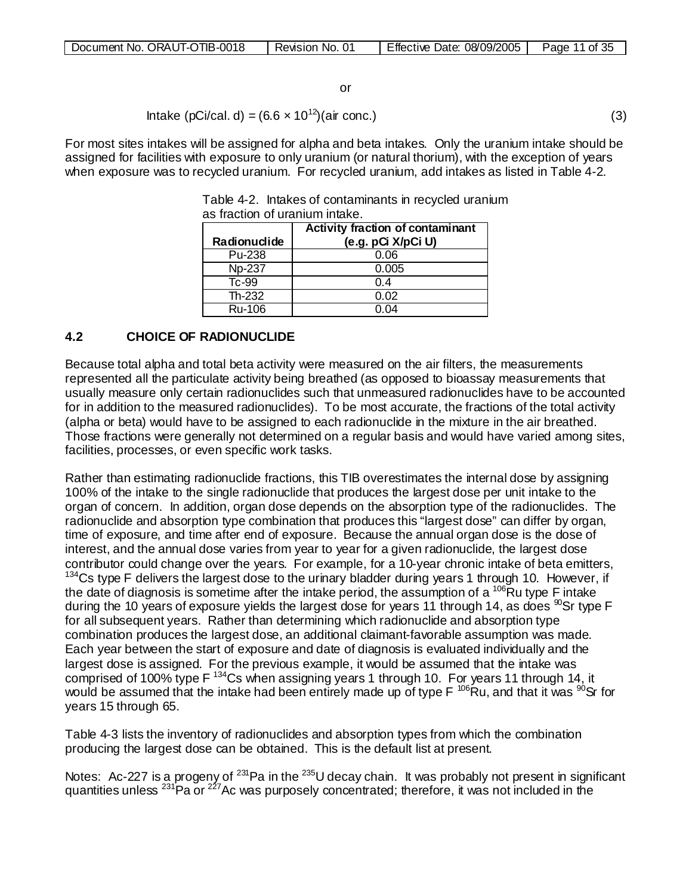or

$$\text{Intake (pCi/cal. d)} = (6.6 \times 10^{12})(\text{air conc.}) \tag{3}$$

For most sites intakes will be assigned for alpha and beta intakes. Only the uranium intake should be assigned for facilities with exposure to only uranium (or natural thorium), with the exception of years when exposure was to recycled uranium. For recycled uranium, add intakes as listed in Table 4-2.

Table 4-2. Intakes of contaminants in recycled uranium as fraction of uranium intake.

| Radionuclide | Activity fraction of contaminant (e.g. pCi X/pCi U) |
|---|---|
| Pu-238 | 0.06 |
| Np-237 | 0.005 |
| Tc-99 | 0.4 |
| Th-232 | 0.02 |
| Ru-106 | 0.04 |

## 4.2 CHOICE OF RADIONUCLIDE

Because total alpha and total beta activity were measured on the air filters, the measurements represented all the particulate activity being breathed (as opposed to bioassay measurements that usually measure only certain radionuclides such that unmeasured radionuclides have to be accounted for in addition to the measured radionuclides). To be most accurate, the fractions of the total activity (alpha or beta) would have to be assigned to each radionuclide in the mixture in the air breathed. Those fractions were generally not determined on a regular basis and would have varied among sites, facilities, processes, or even specific work tasks.

Rather than estimating radionuclide fractions, this TIB overestimates the internal dose by assigning 100% of the intake to the single radionuclide that produces the largest dose per unit intake to the organ of concern. In addition, organ dose depends on the absorption type of the radionuclides. The radionuclide and absorption type combination that produces this "largest dose" can differ by organ, time of exposure, and time after end of exposure. Because the annual organ dose is the dose of interest, and the annual dose varies from year to year for a given radionuclide, the largest dose contributor could change over the years. For example, for a 10-year chronic intake of beta emitters, $^{134}$Cs type F delivers the largest dose to the urinary bladder during years 1 through 10. However, if the date of diagnosis is sometime after the intake period, the assumption of a $^{106}$Ru type F intake during the 10 years of exposure yields the largest dose for years 11 through 14, as does $^{90}$Sr type F for all subsequent years. Rather than determining which radionuclide and absorption type combination produces the largest dose, an additional claimant-favorable assumption was made. Each year between the start of exposure and date of diagnosis is evaluated individually and the largest dose is assigned. For the previous example, it would be assumed that the intake was comprised of 100% type F $^{134}$Cs when assigning years 1 through 10. For years 11 through 14, it would be assumed that the intake had been entirely made up of type F $^{106}$Ru, and that it was $^{90}$Sr for years 15 through 65.

Table 4-3 lists the inventory of radionuclides and absorption types from which the combination producing the largest dose can be obtained. This is the default list at present.

Notes: Ac-227 is a progeny of $^{231}$Pa in the $^{235}$U decay chain. It was probably not present in significant quantities unless $^{231}$Pa or $^{227}$Ac was purposely concentrated; therefore, it was not included in the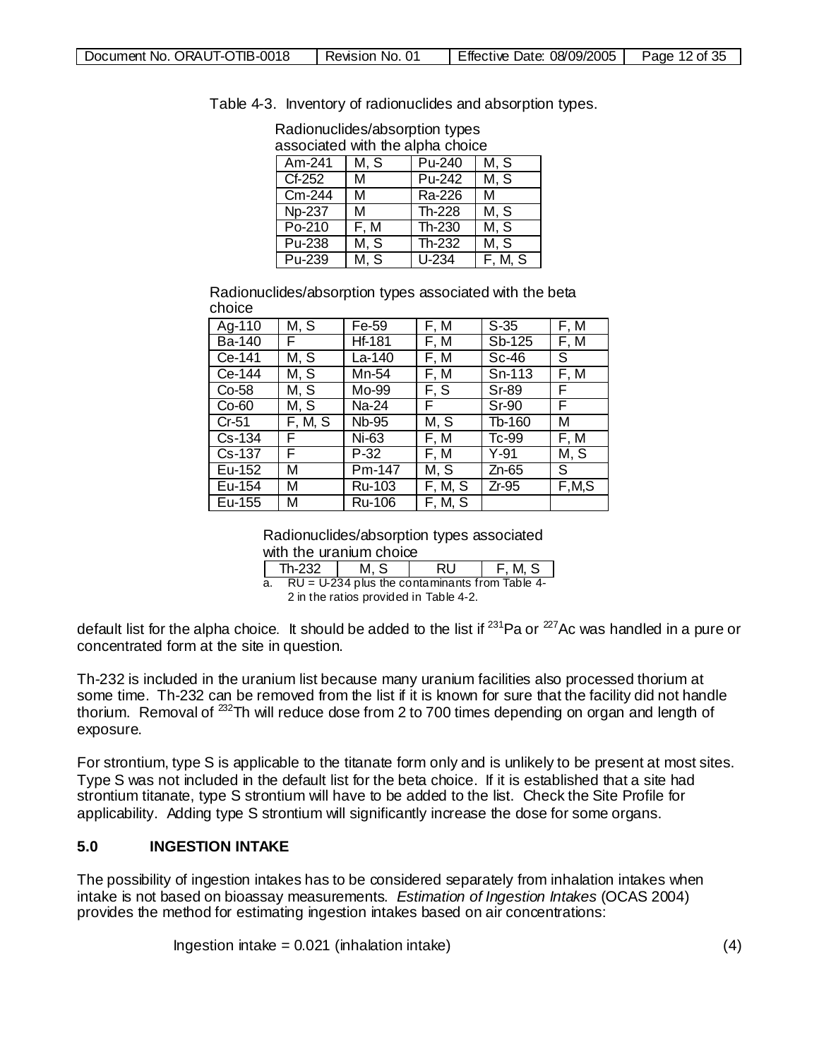Table 4-3. Inventory of radionuclides and absorption types.

Radionuclides/absorption types associated with the alpha choice

| | | | |
|---|---|---|---|
| Am-241 | M, S | Pu-240 | M, S |
| Cf-252 | M | Pu-242 | M, S |
| Cm-244 | M | Ra-226 | M |
| Np-237 | M | Th-228 | M, S |
| Po-210 | F, M | Th-230 | M, S |
| Pu-238 | M, S | Th-232 | M, S |
| Pu-239 | M, S | U-234 | F, M, S |

Radionuclides/absorption types associated with the beta choice

| | | | | | |
|---|---|---|---|---|---|
| Ag-110 | M, S | Fe-59 | F, M | S-35 | F, M |
| Ba-140 | F | Hf-181 | F, M | Sb-125 | F, M |
| Ce-141 | M, S | La-140 | F, M | Sc-46 | S |
| Ce-144 | M, S | Mn-54 | F, M | Sn-113 | F, M |
| Co-58 | M, S | Mo-99 | F, S | Sr-89 | F |
| Co-60 | M, S | Na-24 | F | Sr-90 | F |
| Cr-51 | F, M, S | Nb-95 | M, S | Tb-160 | M |
| Cs-134 | F | Ni-63 | F, M | Tc-99 | F, M |
| Cs-137 | F | P-32 | F, M | Y-91 | M, S |
| Eu-152 | M | Pm-147 | M, S | Zn-65 | S |
| Eu-154 | M | Ru-103 | F, M, S | Zr-95 | F,M,S |
| Eu-155 | M | Ru-106 | F, M, S | | |

Radionuclides/absorption types associated with the uranium choice

| | | | |
|---|---|---|---|
| Th-232 | M, S | RU | F, M, S |

a. RU = U-234 plus the contaminants from Table 4-2 in the ratios provided in Table 4-2.

default list for the alpha choice. It should be added to the list if $^{231}$Pa or $^{227}$Ac was handled in a pure or concentrated form at the site in question.

Th-232 is included in the uranium list because many uranium facilities also processed thorium at some time. Th-232 can be removed from the list if it is known for sure that the facility did not handle thorium. Removal of $^{232}$Th will reduce dose from 2 to 700 times depending on organ and length of exposure.

For strontium, type S is applicable to the titanate form only and is unlikely to be present at most sites. Type S was not included in the default list for the beta choice. If it is established that a site had strontium titanate, type S strontium will have to be added to the list. Check the Site Profile for applicability. Adding type S strontium will significantly increase the dose for some organs.

## 5.0 INGESTION INTAKE

The possibility of ingestion intakes has to be considered separately from inhalation intakes when intake is not based on bioassay measurements. *Estimation of Ingestion Intakes* (OCAS 2004) provides the method for estimating ingestion intakes based on air concentrations:

$$\text{Ingestion intake} = 0.021 \text{ (inhalation intake)} \qquad (4)$$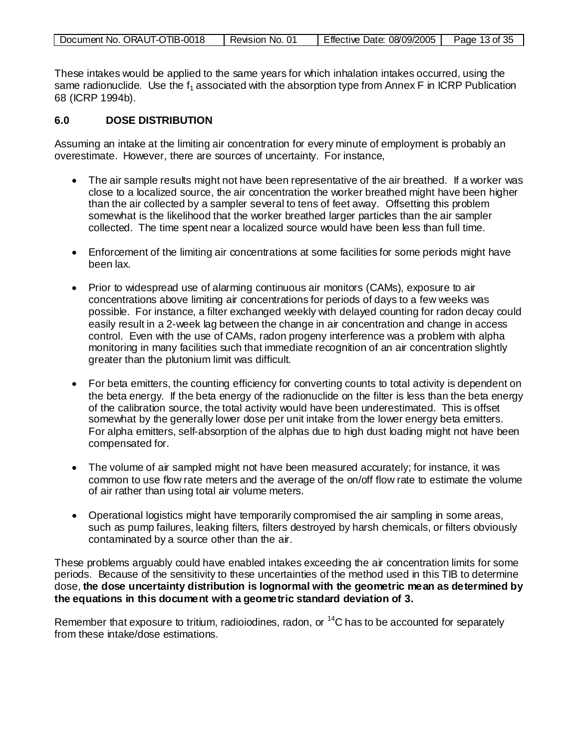These intakes would be applied to the same years for which inhalation intakes occurred, using the same radionuclide. Use the $f_1$ associated with the absorption type from Annex F in ICRP Publication 68 (ICRP 1994b).

## 6.0 DOSE DISTRIBUTION

Assuming an intake at the limiting air concentration for every minute of employment is probably an overestimate. However, there are sources of uncertainty. For instance,

- The air sample results might not have been representative of the air breathed. If a worker was close to a localized source, the air concentration the worker breathed might have been higher than the air collected by a sampler several to tens of feet away. Offsetting this problem somewhat is the likelihood that the worker breathed larger particles than the air sampler collected. The time spent near a localized source would have been less than full time.
- Enforcement of the limiting air concentrations at some facilities for some periods might have been lax.
- Prior to widespread use of alarming continuous air monitors (CAMs), exposure to air concentrations above limiting air concentrations for periods of days to a few weeks was possible. For instance, a filter exchanged weekly with delayed counting for radon decay could easily result in a 2-week lag between the change in air concentration and change in access control. Even with the use of CAMs, radon progeny interference was a problem with alpha monitoring in many facilities such that immediate recognition of an air concentration slightly greater than the plutonium limit was difficult.
- For beta emitters, the counting efficiency for converting counts to total activity is dependent on the beta energy. If the beta energy of the radionuclide on the filter is less than the beta energy of the calibration source, the total activity would have been underestimated. This is offset somewhat by the generally lower dose per unit intake from the lower energy beta emitters. For alpha emitters, self-absorption of the alphas due to high dust loading might not have been compensated for.
- The volume of air sampled might not have been measured accurately; for instance, it was common to use flow rate meters and the average of the on/off flow rate to estimate the volume of air rather than using total air volume meters.
- Operational logistics might have temporarily compromised the air sampling in some areas, such as pump failures, leaking filters, filters destroyed by harsh chemicals, or filters obviously contaminated by a source other than the air.

These problems arguably could have enabled intakes exceeding the air concentration limits for some periods. Because of the sensitivity to these uncertainties of the method used in this TIB to determine dose, **the dose uncertainty distribution is lognormal with the geometric mean as determined by the equations in this document with a geometric standard deviation of 3.**

Remember that exposure to tritium, radioiodines, radon, or $^{14}C$ has to be accounted for separately from these intake/dose estimations.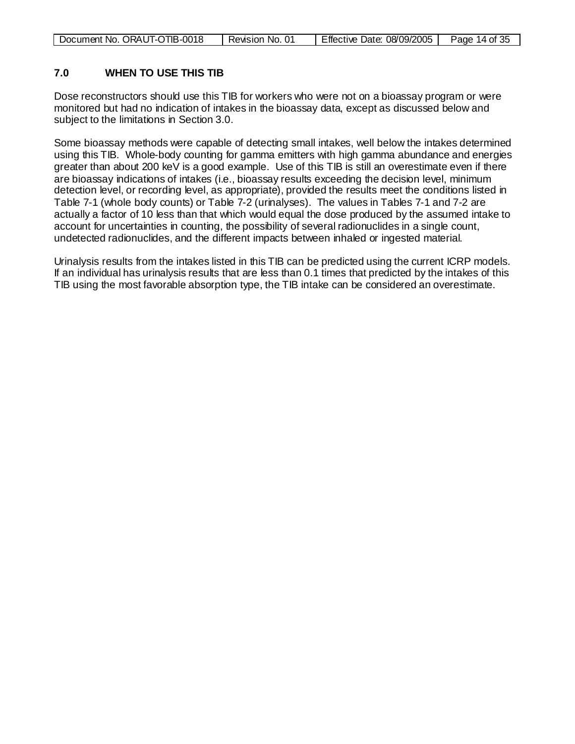## 7.0 WHEN TO USE THIS TIB

Dose reconstructors should use this TIB for workers who were not on a bioassay program or were monitored but had no indication of intakes in the bioassay data, except as discussed below and subject to the limitations in Section 3.0.

Some bioassay methods were capable of detecting small intakes, well below the intakes determined using this TIB. Whole-body counting for gamma emitters with high gamma abundance and energies greater than about 200 keV is a good example. Use of this TIB is still an overestimate even if there are bioassay indications of intakes (i.e., bioassay results exceeding the decision level, minimum detection level, or recording level, as appropriate), provided the results meet the conditions listed in Table 7-1 (whole body counts) or Table 7-2 (urinalyses). The values in Tables 7-1 and 7-2 are actually a factor of 10 less than that which would equal the dose produced by the assumed intake to account for uncertainties in counting, the possibility of several radionuclides in a single count, undetected radionuclides, and the different impacts between inhaled or ingested material.

Urinalysis results from the intakes listed in this TIB can be predicted using the current ICRP models. If an individual has urinalysis results that are less than 0.1 times that predicted by the intakes of this TIB using the most favorable absorption type, the TIB intake can be considered an overestimate.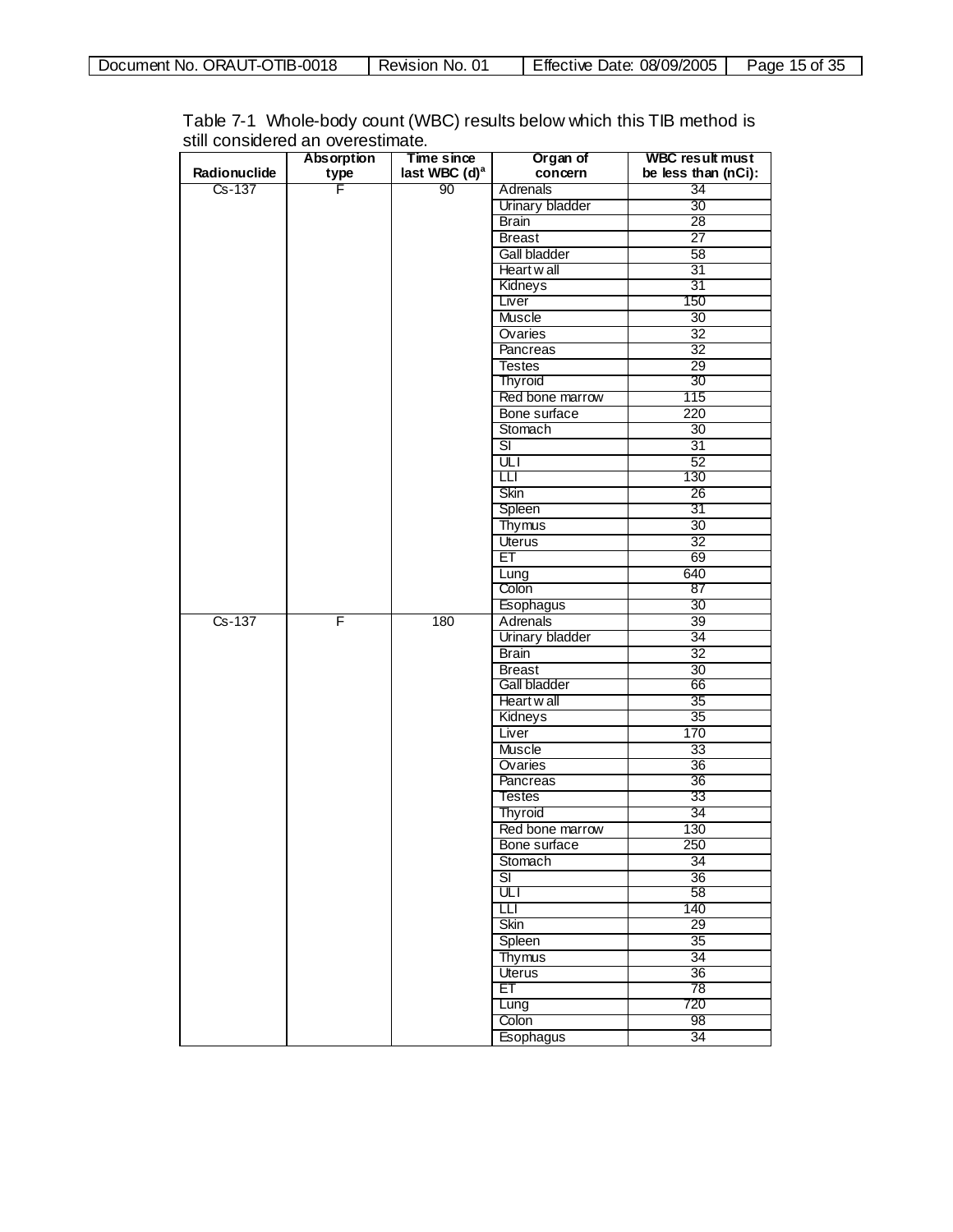Table 7-1 Whole-body count (WBC) results below which this TIB method is still considered an overestimate.

| Radionuclide | Absorption type | Time since last WBC (d)[a] | Organ of concern | WBC result must be less than (nCi): |
|---|---|---|---|---|
| Cs-137 | F | 90 | Adrenals | 34 |
| | | | Urinary bladder | 30 |
| | | | Brain | 28 |
| | | | Breast | 27 |
| | | | Gall bladder | 58 |
| | | | Heart wall | 31 |
| | | | Kidneys | 31 |
| | | | Liver | 150 |
| | | | Muscle | 30 |
| | | | Ovaries | 32 |
| | | | Pancreas | 32 |
| | | | Testes | 29 |
| | | | Thyroid | 30 |
| | | | Red bone marrow | 115 |
| | | | Bone surface | 220 |
| | | | Stomach | 30 |
| | | | SI | 31 |
| | | | ULI | 52 |
| | | | LLI | 130 |
| | | | Skin | 26 |
| | | | Spleen | 31 |
| | | | Thymus | 30 |
| | | | Uterus | 32 |
| | | | ET | 69 |
| | | | Lung | 640 |
| | | | Colon | 87 |
| | | | Esophagus | 30 |
| Cs-137 | F | 180 | Adrenals | 39 |
| | | | Urinary bladder | 34 |
| | | | Brain | 32 |
| | | | Breast | 30 |
| | | | Gall bladder | 66 |
| | | | Heart wall | 35 |
| | | | Kidneys | 35 |
| | | | Liver | 170 |
| | | | Muscle | 33 |
| | | | Ovaries | 36 |
| | | | Pancreas | 36 |
| | | | Testes | 33 |
| | | | Thyroid | 34 |
| | | | Red bone marrow | 130 |
| | | | Bone surface | 250 |
| | | | Stomach | 34 |
| | | | SI | 36 |
| | | | ULI | 58 |
| | | | LLI | 140 |
| | | | Skin | 29 |
| | | | Spleen | 35 |
| | | | Thymus | 34 |
| | | | Uterus | 36 |
| | | | ET | 78 |
| | | | Lung | 720 |
| | | | Colon | 98 |
| | | | Esophagus | 34 |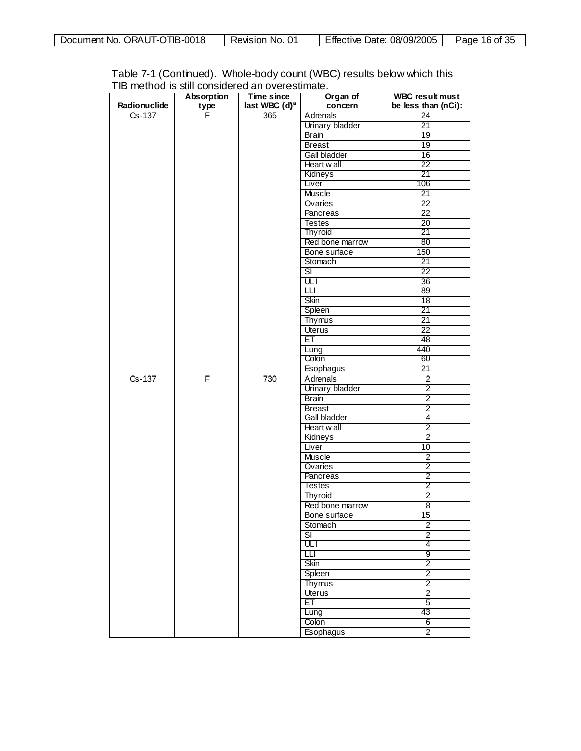Table 7-1 (Continued). Whole-body count (WBC) results below which this TIB method is still considered an overestimate.

| Radionuclide | Absorption type | Time since last WBC (d)[a] | Organ of concern | WBC result must be less than (nCi): |
|---|---|---|---|---|
| Cs-137 | F | 365 | Adrenals | 24 |
| | | | Urinary bladder | 21 |
| | | | Brain | 19 |
| | | | Breast | 19 |
| | | | Gall bladder | 16 |
| | | | Heart wall | 22 |
| | | | Kidneys | 21 |
| | | | Liver | 106 |
| | | | Muscle | 21 |
| | | | Ovaries | 22 |
| | | | Pancreas | 22 |
| | | | Testes | 20 |
| | | | Thyroid | 21 |
| | | | Red bone marrow | 80 |
| | | | Bone surface | 150 |
| | | | Stomach | 21 |
| | | | SI | 22 |
| | | | ULI | 36 |
| | | | LLI | 89 |
| | | | Skin | 18 |
| | | | Spleen | 21 |
| | | | Thymus | 21 |
| | | | Uterus | 22 |
| | | | ET | 48 |
| | | | Lung | 440 |
| | | | Colon | 60 |
| | | | Esophagus | 21 |
| Cs-137 | F | 730 | Adrenals | 2 |
| | | | Urinary bladder | 2 |
| | | | Brain | 2 |
| | | | Breast | 2 |
| | | | Gall bladder | 4 |
| | | | Heart wall | 2 |
| | | | Kidneys | 2 |
| | | | Liver | 10 |
| | | | Muscle | 2 |
| | | | Ovaries | 2 |
| | | | Pancreas | 2 |
| | | | Testes | 2 |
| | | | Thyroid | 2 |
| | | | Red bone marrow | 8 |
| | | | Bone surface | 15 |
| | | | Stomach | 2 |
| | | | SI | 2 |
| | | | ULI | 4 |
| | | | LLI | 9 |
| | | | Skin | 2 |
| | | | Spleen | 2 |
| | | | Thymus | 2 |
| | | | Uterus | 2 |
| | | | ET | 5 |
| | | | Lung | 43 |
| | | | Colon | 6 |
| | | | Esophagus | 2 |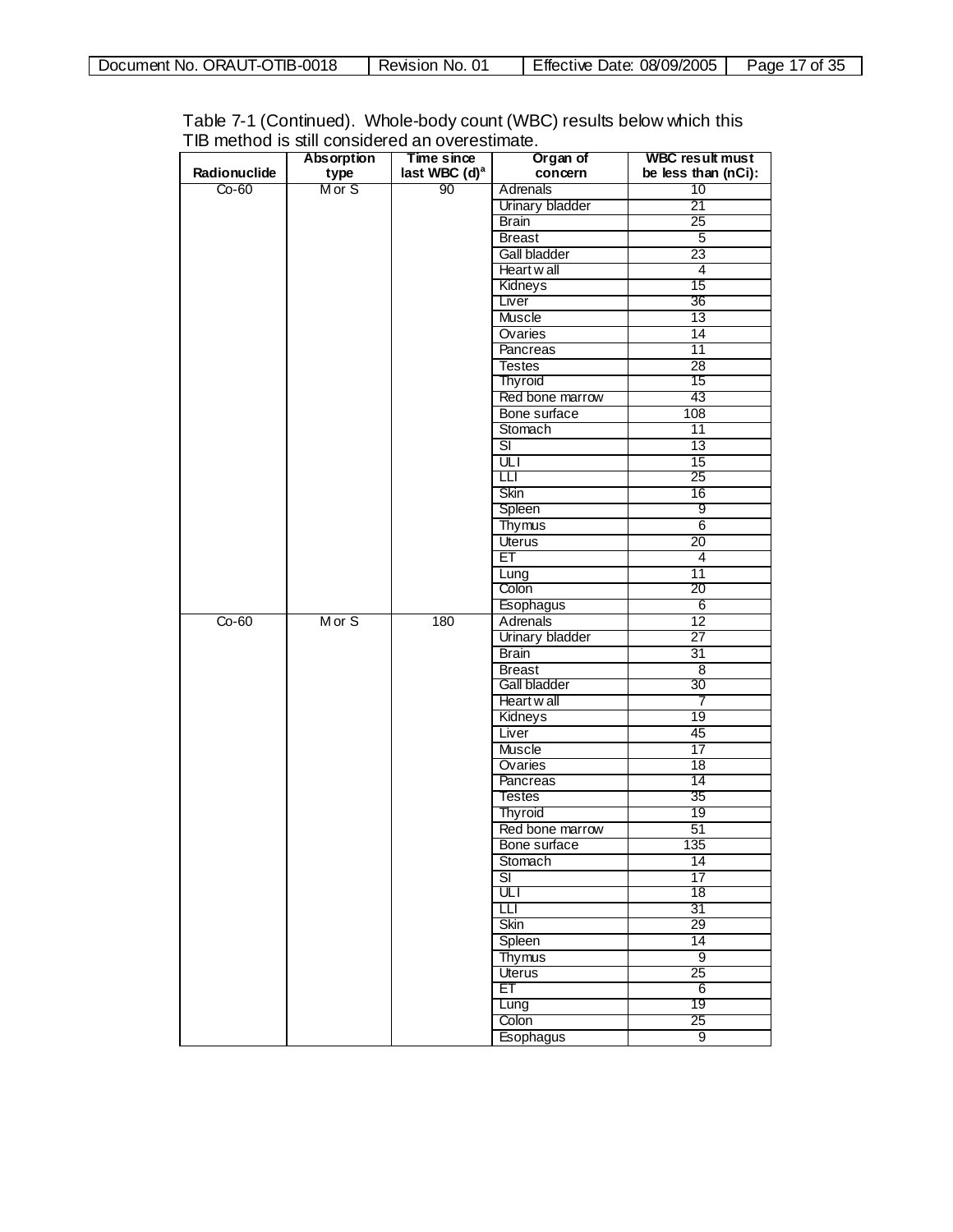Table 7-1 (Continued). Whole-body count (WBC) results below which this TIB method is still considered an overestimate.

| Radionuclide | Absorption type | Time since last WBC (d)[a] | Organ of concern | WBC result must be less than (nCi): |
|---|---|---|---|---|
| Co-60 | M or S | 90 | Adrenals | 10 |
| | | | Urinary bladder | 21 |
| | | | Brain | 25 |
| | | | Breast | 5 |
| | | | Gall bladder | 23 |
| | | | Heart wall | 4 |
| | | | Kidneys | 15 |
| | | | Liver | 36 |
| | | | Muscle | 13 |
| | | | Ovaries | 14 |
| | | | Pancreas | 11 |
| | | | Testes | 28 |
| | | | Thyroid | 15 |
| | | | Red bone marrow | 43 |
| | | | Bone surface | 108 |
| | | | Stomach | 11 |
| | | | SI | 13 |
| | | | ULI | 15 |
| | | | LLI | 25 |
| | | | Skin | 16 |
| | | | Spleen | 9 |
| | | | Thymus | 6 |
| | | | Uterus | 20 |
| | | | ET | 4 |
| | | | Lung | 11 |
| | | | Colon | 20 |
| | | | Esophagus | 6 |
| Co-60 | M or S | 180 | Adrenals | 12 |
| | | | Urinary bladder | 27 |
| | | | Brain | 31 |
| | | | Breast | 8 |
| | | | Gall bladder | 30 |
| | | | Heart wall | 7 |
| | | | Kidneys | 19 |
| | | | Liver | 45 |
| | | | Muscle | 17 |
| | | | Ovaries | 18 |
| | | | Pancreas | 14 |
| | | | Testes | 35 |
| | | | Thyroid | 19 |
| | | | Red bone marrow | 51 |
| | | | Bone surface | 135 |
| | | | Stomach | 14 |
| | | | SI | 17 |
| | | | ULI | 18 |
| | | | LLI | 31 |
| | | | Skin | 29 |
| | | | Spleen | 14 |
| | | | Thymus | 9 |
| | | | Uterus | 25 |
| | | | ET | 6 |
| | | | Lung | 19 |
| | | | Colon | 25 |
| | | | Esophagus | 9 |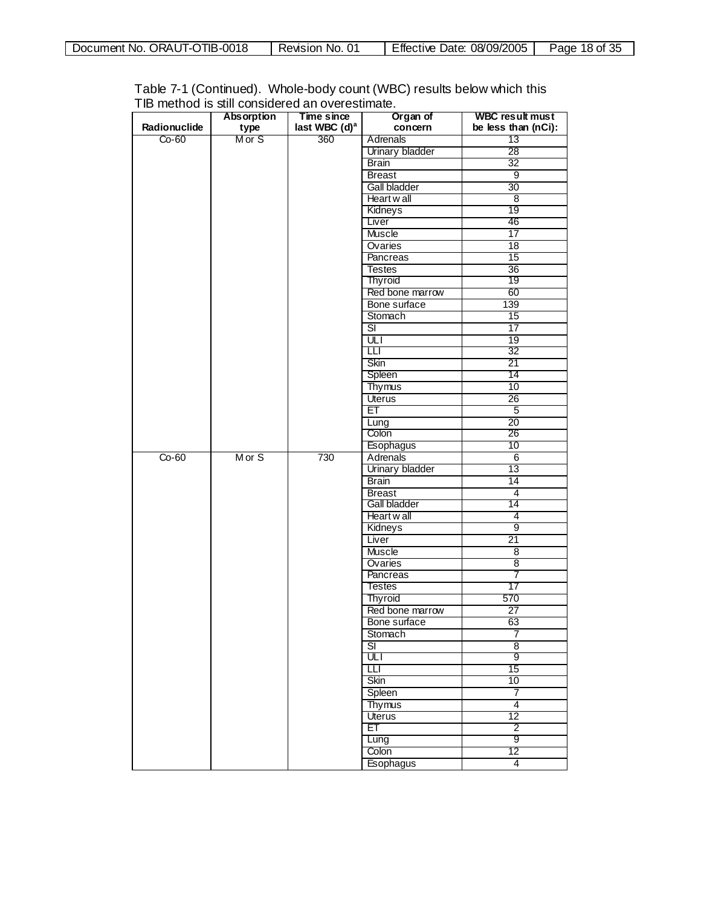Table 7-1 (Continued). Whole-body count (WBC) results below which this TIB method is still considered an overestimate.

| Radionuclide | Absorption type | Time since last WBC (d)[a] | Organ of concern | WBC result must be less than (nCi): |
|---|---|---|---|---|
| Co-60 | M or S | 360 | Adrenals | 13 |
| | | | Urinary bladder | 28 |
| | | | Brain | 32 |
| | | | Breast | 9 |
| | | | Gall bladder | 30 |
| | | | Heart wall | 8 |
| | | | Kidneys | 19 |
| | | | Liver | 46 |
| | | | Muscle | 17 |
| | | | Ovaries | 18 |
| | | | Pancreas | 15 |
| | | | Testes | 36 |
| | | | Thyroid | 19 |
| | | | Red bone marrow | 60 |
| | | | Bone surface | 139 |
| | | | Stomach | 15 |
| | | | SI | 17 |
| | | | ULI | 19 |
| | | | LLI | 32 |
| | | | Skin | 21 |
| | | | Spleen | 14 |
| | | | Thymus | 10 |
| | | | Uterus | 26 |
| | | | ET | 5 |
| | | | Lung | 20 |
| | | | Colon | 26 |
| | | | Esophagus | 10 |
| Co-60 | M or S | 730 | Adrenals | 6 |
| | | | Urinary bladder | 13 |
| | | | Brain | 14 |
| | | | Breast | 4 |
| | | | Gall bladder | 14 |
| | | | Heart wall | 4 |
| | | | Kidneys | 9 |
| | | | Liver | 21 |
| | | | Muscle | 8 |
| | | | Ovaries | 8 |
| | | | Pancreas | 7 |
| | | | Testes | 17 |
| | | | Thyroid | 570 |
| | | | Red bone marrow | 27 |
| | | | Bone surface | 63 |
| | | | Stomach | 7 |
| | | | SI | 8 |
| | | | ULI | 9 |
| | | | LLI | 15 |
| | | | Skin | 10 |
| | | | Spleen | 7 |
| | | | Thymus | 4 |
| | | | Uterus | 12 |
| | | | ET | 2 |
| | | | Lung | 9 |
| | | | Colon | 12 |
| | | | Esophagus | 4 |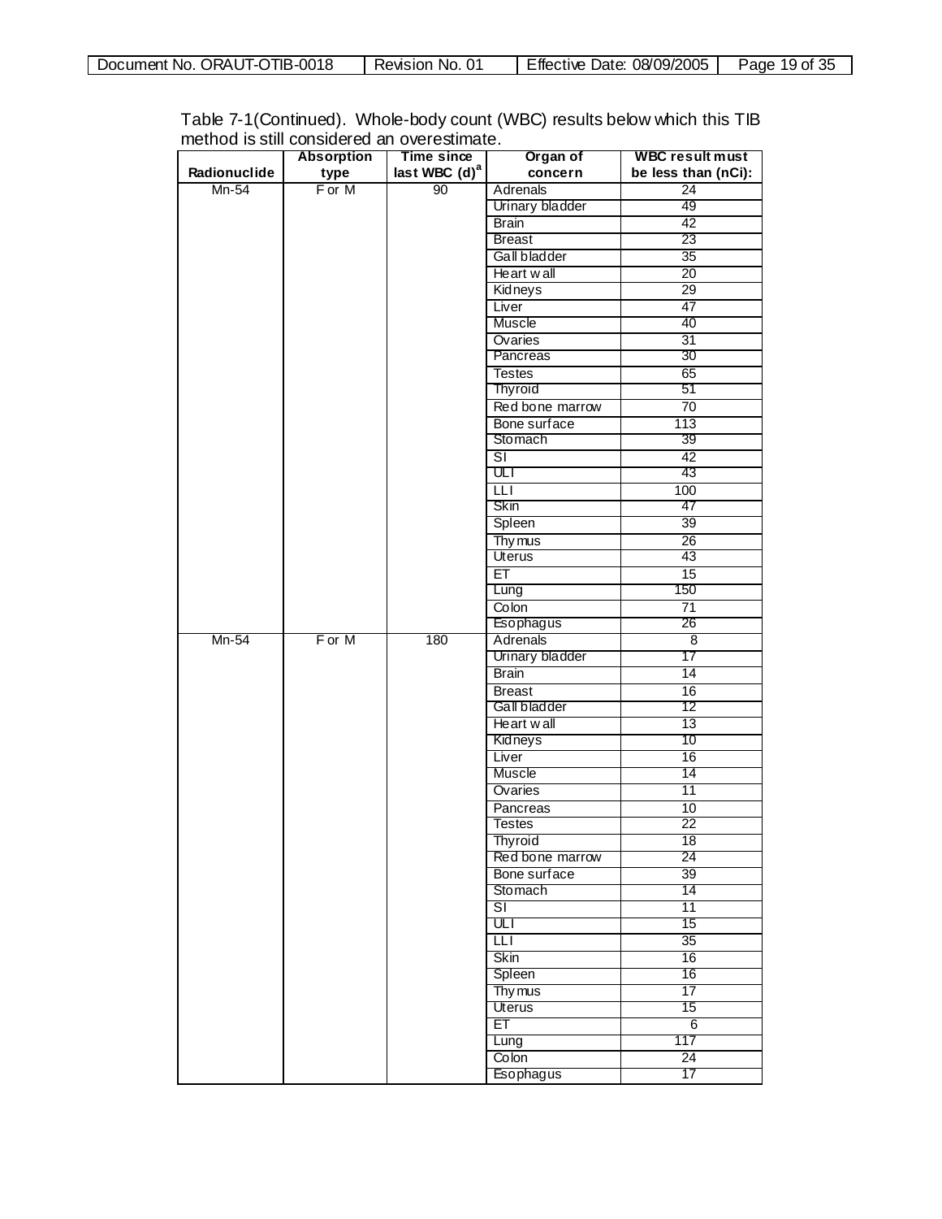Table 7-1(Continued). Whole-body count (WBC) results below which this TIB method is still considered an overestimate.

| Radionuclide | Absorption type | Time since last WBC (d)[a] | Organ of concern | WBC result must be less than (nCi): |
|---|---|---|---|---|
| Mn-54 | F or M | 90 | Adrenals | 24 |
| | | | Urinary bladder | 49 |
| | | | Brain | 42 |
| | | | Breast | 23 |
| | | | Gall bladder | 35 |
| | | | Heart wall | 20 |
| | | | Kidneys | 29 |
| | | | Liver | 47 |
| | | | Muscle | 40 |
| | | | Ovaries | 31 |
| | | | Pancreas | 30 |
| | | | Testes | 65 |
| | | | Thyroid | 51 |
| | | | Red bone marrow | 70 |
| | | | Bone surface | 113 |
| | | | Stomach | 39 |
| | | | SI | 42 |
| | | | ULI | 43 |
| | | | LLI | 100 |
| | | | Skin | 47 |
| | | | Spleen | 39 |
| | | | Thymus | 26 |
| | | | Uterus | 43 |
| | | | ET | 15 |
| | | | Lung | 150 |
| | | | Colon | 71 |
| | | | Esophagus | 26 |
| Mn-54 | F or M | 180 | Adrenals | 8 |
| | | | Urinary bladder | 17 |
| | | | Brain | 14 |
| | | | Breast | 16 |
| | | | Gall bladder | 12 |
| | | | Heart wall | 13 |
| | | | Kidneys | 10 |
| | | | Liver | 16 |
| | | | Muscle | 14 |
| | | | Ovaries | 11 |
| | | | Pancreas | 10 |
| | | | Testes | 22 |
| | | | Thyroid | 18 |
| | | | Red bone marrow | 24 |
| | | | Bone surface | 39 |
| | | | Stomach | 14 |
| | | | SI | 11 |
| | | | ULI | 15 |
| | | | LLI | 35 |
| | | | Skin | 16 |
| | | | Spleen | 16 |
| | | | Thymus | 17 |
| | | | Uterus | 15 |
| | | | ET | 6 |
| | | | Lung | 117 |
| | | | Colon | 24 |
| | | | Esophagus | 17 |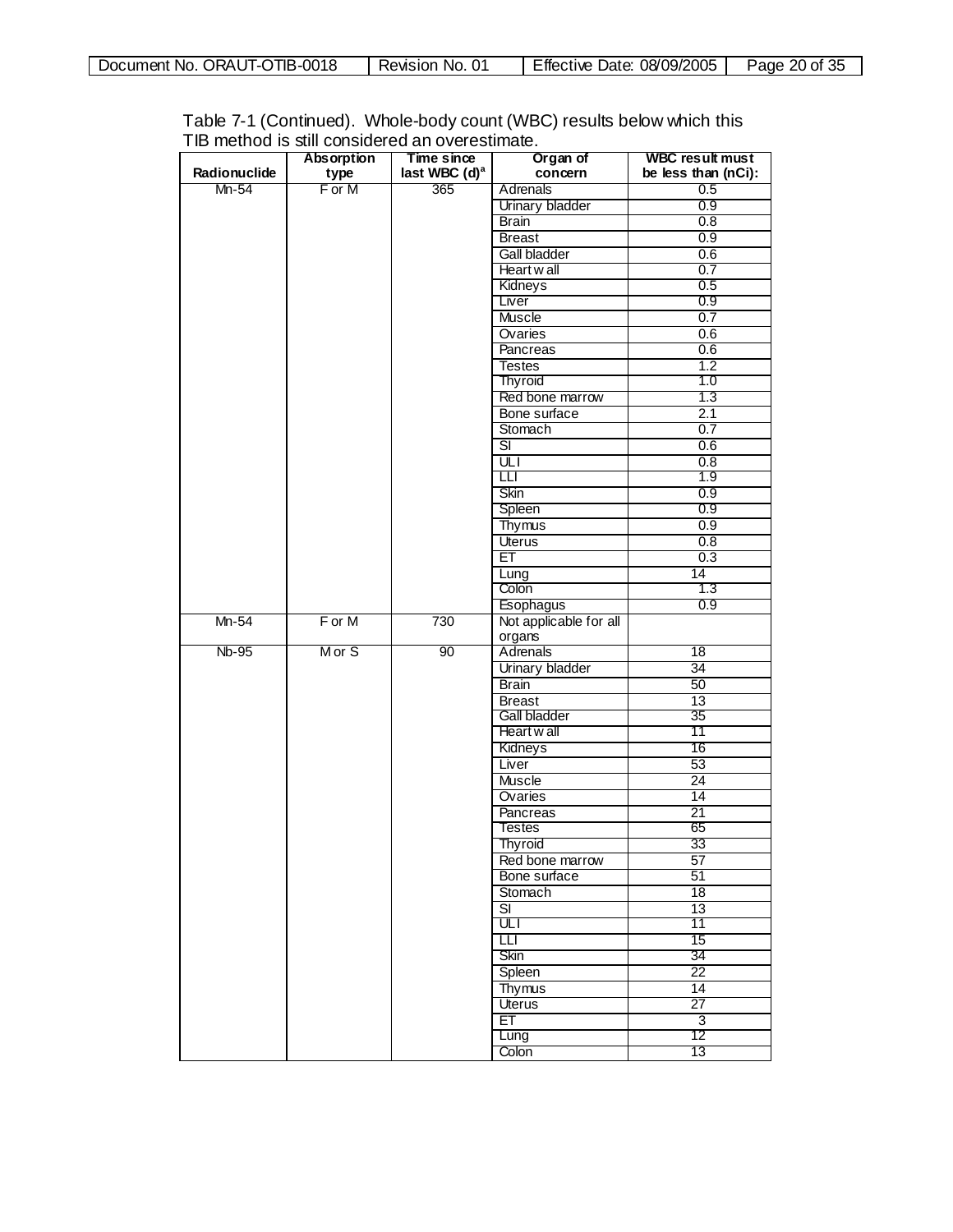Table 7-1 (Continued). Whole-body count (WBC) results below which this TIB method is still considered an overestimate.

| Radionuclide | Absorption type | Time since last WBC (d)[a] | Organ of concern | WBC result must be less than (nCi): |
|---|---|---|---|---|
| Mn-54 | F or M | 365 | Adrenals | 0.5 |
| | | | Urinary bladder | 0.9 |
| | | | Brain | 0.8 |
| | | | Breast | 0.9 |
| | | | Gall bladder | 0.6 |
| | | | Heart wall | 0.7 |
| | | | Kidneys | 0.5 |
| | | | Liver | 0.9 |
| | | | Muscle | 0.7 |
| | | | Ovaries | 0.6 |
| | | | Pancreas | 0.6 |
| | | | Testes | 1.2 |
| | | | Thyroid | 1.0 |
| | | | Red bone marrow | 1.3 |
| | | | Bone surface | 2.1 |
| | | | Stomach | 0.7 |
| | | | SI | 0.6 |
| | | | ULI | 0.8 |
| | | | LLI | 1.9 |
| | | | Skin | 0.9 |
| | | | Spleen | 0.9 |
| | | | Thymus | 0.9 |
| | | | Uterus | 0.8 |
| | | | ET | 0.3 |
| | | | Lung | 14 |
| | | | Colon | 1.3 |
| | | | Esophagus | 0.9 |
| Mn-54 | F or M | 730 | Not applicable for all organs | |
| Nb-95 | M or S | 90 | Adrenals | 18 |
| | | | Urinary bladder | 34 |
| | | | Brain | 50 |
| | | | Breast | 13 |
| | | | Gall bladder | 35 |
| | | | Heart wall | 11 |
| | | | Kidneys | 16 |
| | | | Liver | 53 |
| | | | Muscle | 24 |
| | | | Ovaries | 14 |
| | | | Pancreas | 21 |
| | | | Testes | 65 |
| | | | Thyroid | 33 |
| | | | Red bone marrow | 57 |
| | | | Bone surface | 51 |
| | | | Stomach | 18 |
| | | | SI | 13 |
| | | | ULI | 11 |
| | | | LLI | 15 |
| | | | Skin | 34 |
| | | | Spleen | 22 |
| | | | Thymus | 14 |
| | | | Uterus | 27 |
| | | | ET | 3 |
| | | | Lung | 12 |
| | | | Colon | 13 |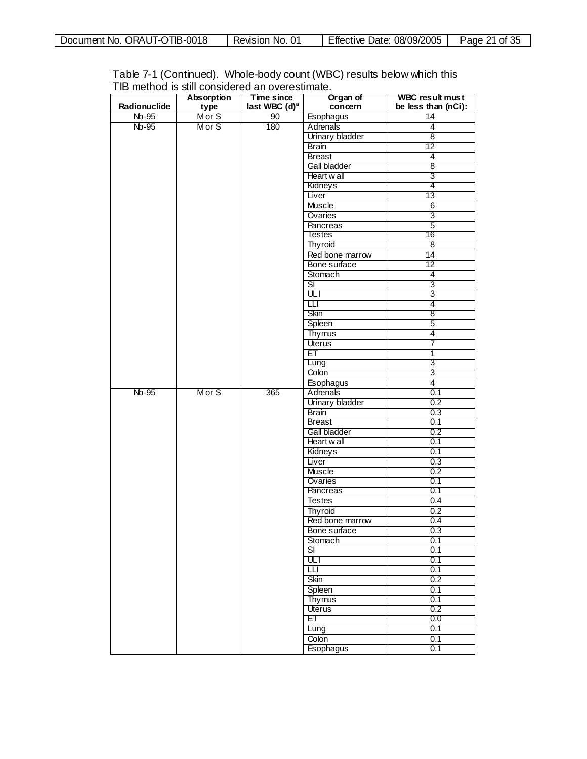Table 7-1 (Continued). Whole-body count (WBC) results below which this TIB method is still considered an overestimate.

| Radionuclide | Absorption type | Time since last WBC (d)[a] | Organ of concern | WBC result must be less than (nCi): |
|---|---|---|---|---|
| Nb-95 | M or S | 90 | Esophagus | 14 |
| Nb-95 | M or S | 180 | Adrenals | 4 |
| | | | Urinary bladder | 8 |
| | | | Brain | 12 |
| | | | Breast | 4 |
| | | | Gall bladder | 8 |
| | | | Heart wall | 3 |
| | | | Kidneys | 4 |
| | | | Liver | 13 |
| | | | Muscle | 6 |
| | | | Ovaries | 3 |
| | | | Pancreas | 5 |
| | | | Testes | 16 |
| | | | Thyroid | 8 |
| | | | Red bone marrow | 14 |
| | | | Bone surface | 12 |
| | | | Stomach | 4 |
| | | | SI | 3 |
| | | | ULI | 3 |
| | | | LLI | 4 |
| | | | Skin | 8 |
| | | | Spleen | 5 |
| | | | Thymus | 4 |
| | | | Uterus | 7 |
| | | | ET | 1 |
| | | | Lung | 3 |
| | | | Colon | 3 |
| | | | Esophagus | 4 |
| Nb-95 | M or S | 365 | Adrenals | 0.1 |
| | | | Urinary bladder | 0.2 |
| | | | Brain | 0.3 |
| | | | Breast | 0.1 |
| | | | Gall bladder | 0.2 |
| | | | Heart wall | 0.1 |
| | | | Kidneys | 0.1 |
| | | | Liver | 0.3 |
| | | | Muscle | 0.2 |
| | | | Ovaries | 0.1 |
| | | | Pancreas | 0.1 |
| | | | Testes | 0.4 |
| | | | Thyroid | 0.2 |
| | | | Red bone marrow | 0.4 |
| | | | Bone surface | 0.3 |
| | | | Stomach | 0.1 |
| | | | SI | 0.1 |
| | | | ULI | 0.1 |
| | | | LLI | 0.1 |
| | | | Skin | 0.2 |
| | | | Spleen | 0.1 |
| | | | Thymus | 0.1 |
| | | | Uterus | 0.2 |
| | | | ET | 0.0 |
| | | | Lung | 0.1 |
| | | | Colon | 0.1 |
| | | | Esophagus | 0.1 |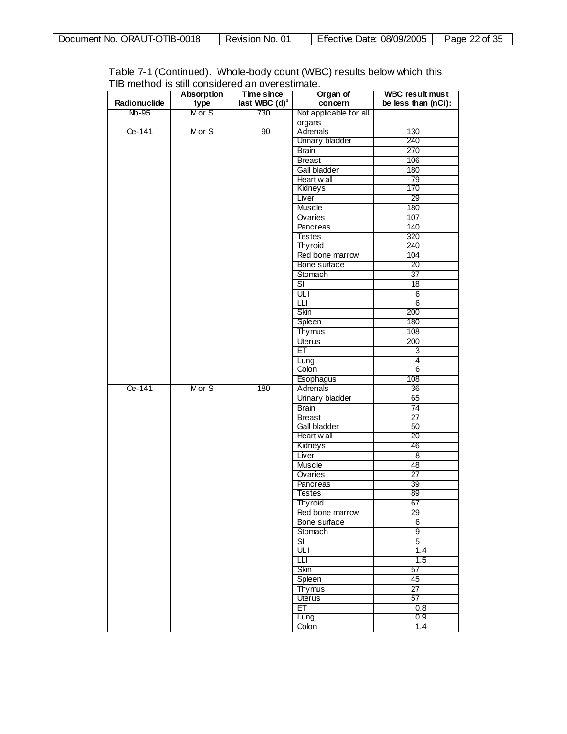Table 7-1 (Continued). Whole-body count (WBC) results below which this TIB method is still considered an overestimate.

| Radionuclide | Absorption type | Time since last WBC (d)[a] | Organ of concern | WBC result must be less than (nCi): |
|---|---|---|---|---|
| Nb-95 | M or S | 730 | Not applicable for all organs | |
| Ce-141 | M or S | 90 | Adrenals | 130 |
| | | | Urinary bladder | 240 |
| | | | Brain | 270 |
| | | | Breast | 106 |
| | | | Gall bladder | 180 |
| | | | Heart wall | 79 |
| | | | Kidneys | 170 |
| | | | Liver | 29 |
| | | | Muscle | 180 |
| | | | Ovaries | 107 |
| | | | Pancreas | 140 |
| | | | Testes | 320 |
| | | | Thyroid | 240 |
| | | | Red bone marrow | 104 |
| | | | Bone surface | 20 |
| | | | Stomach | 37 |
| | | | SI | 18 |
| | | | ULI | 6 |
| | | | LLI | 6 |
| | | | Skin | 200 |
| | | | Spleen | 180 |
| | | | Thymus | 108 |
| | | | Uterus | 200 |
| | | | ET | 3 |
| | | | Lung | 4 |
| | | | Colon | 6 |
| | | | Esophagus | 108 |
| Ce-141 | M or S | 180 | Adrenals | 36 |
| | | | Urinary bladder | 65 |
| | | | Brain | 74 |
| | | | Breast | 27 |
| | | | Gall bladder | 50 |
| | | | Heart wall | 20 |
| | | | Kidneys | 46 |
| | | | Liver | 8 |
| | | | Muscle | 48 |
| | | | Ovaries | 27 |
| | | | Pancreas | 39 |
| | | | Testes | 89 |
| | | | Thyroid | 67 |
| | | | Red bone marrow | 29 |
| | | | Bone surface | 6 |
| | | | Stomach | 9 |
| | | | SI | 5 |
| | | | ULI | 1.4 |
| | | | LLI | 1.5 |
| | | | Skin | 57 |
| | | | Spleen | 45 |
| | | | Thymus | 27 |
| | | | Uterus | 57 |
| | | | ET | 0.8 |
| | | | Lung | 0.9 |
| | | | Colon | 1.4 |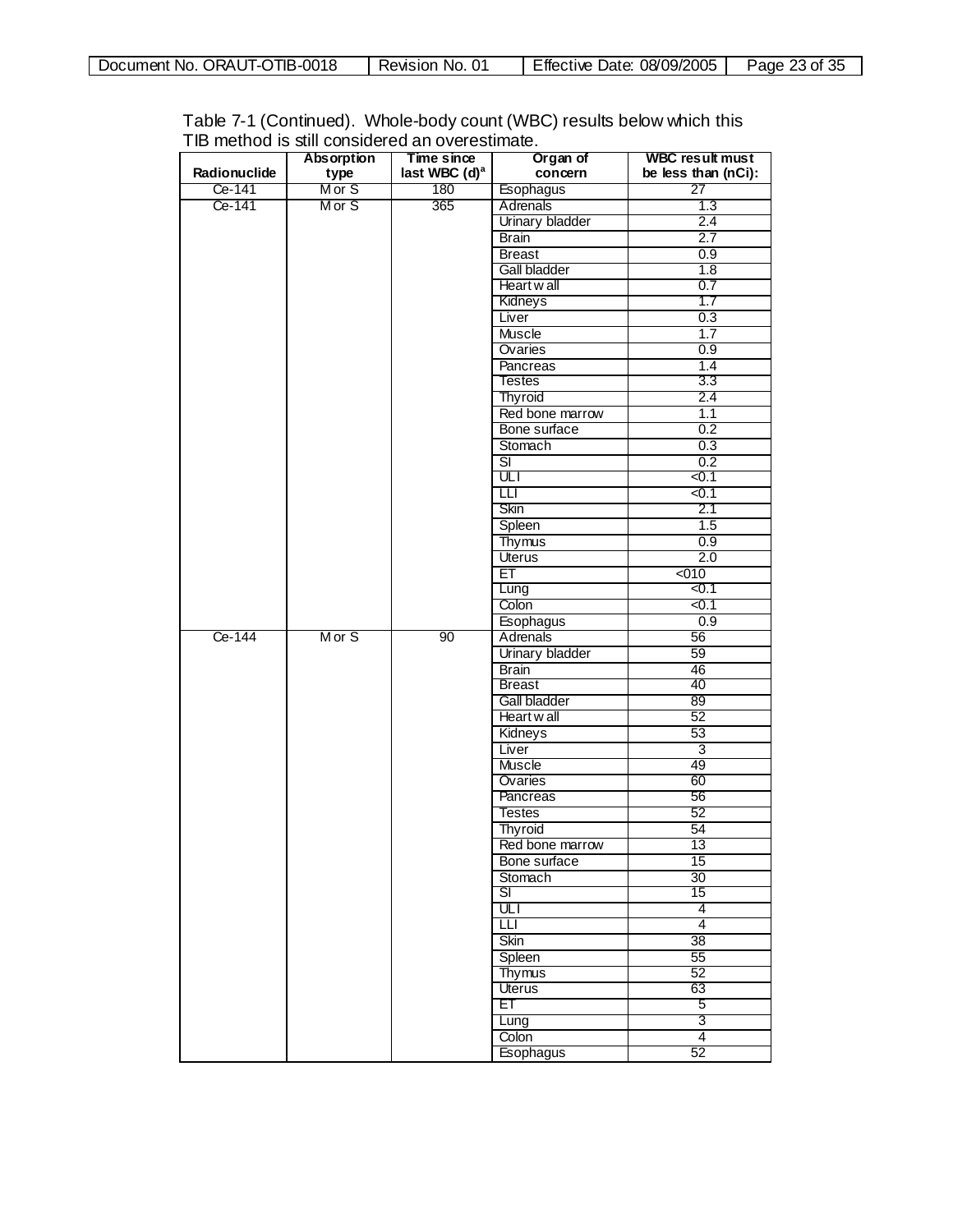Table 7-1 (Continued). Whole-body count (WBC) results below which this TIB method is still considered an overestimate.

| Radionuclide | Absorption type | Time since last WBC (d)[a] | Organ of concern | WBC result must be less than (nCi): |
|---|---|---|---|---|
| Ce-141 | M or S | 180 | Esophagus | 27 |
| Ce-141 | M or S | 365 | Adrenals | 1.3 |
| | | | Urinary bladder | 2.4 |
| | | | Brain | 2.7 |
| | | | Breast | 0.9 |
| | | | Gall bladder | 1.8 |
| | | | Heart wall | 0.7 |
| | | | Kidneys | 1.7 |
| | | | Liver | 0.3 |
| | | | Muscle | 1.7 |
| | | | Ovaries | 0.9 |
| | | | Pancreas | 1.4 |
| | | | Testes | 3.3 |
| | | | Thyroid | 2.4 |
| | | | Red bone marrow | 1.1 |
| | | | Bone surface | 0.2 |
| | | | Stomach | 0.3 |
| | | | SI | 0.2 |
| | | | ULI | <0.1 |
| | | | LLI | <0.1 |
| | | | Skin | 2.1 |
| | | | Spleen | 1.5 |
| | | | Thymus | 0.9 |
| | | | Uterus | 2.0 |
| | | | ET | <010 |
| | | | Lung | <0.1 |
| | | | Colon | <0.1 |
| | | | Esophagus | 0.9 |
| Ce-144 | M or S | 90 | Adrenals | 56 |
| | | | Urinary bladder | 59 |
| | | | Brain | 46 |
| | | | Breast | 40 |
| | | | Gall bladder | 89 |
| | | | Heart wall | 52 |
| | | | Kidneys | 53 |
| | | | Liver | 3 |
| | | | Muscle | 49 |
| | | | Ovaries | 60 |
| | | | Pancreas | 56 |
| | | | Testes | 52 |
| | | | Thyroid | 54 |
| | | | Red bone marrow | 13 |
| | | | Bone surface | 15 |
| | | | Stomach | 30 |
| | | | SI | 15 |
| | | | ULI | 4 |
| | | | LLI | 4 |
| | | | Skin | 38 |
| | | | Spleen | 55 |
| | | | Thymus | 52 |
| | | | Uterus | 63 |
| | | | ET | 5 |
| | | | Lung | 3 |
| | | | Colon | 4 |
| | | | Esophagus | 52 |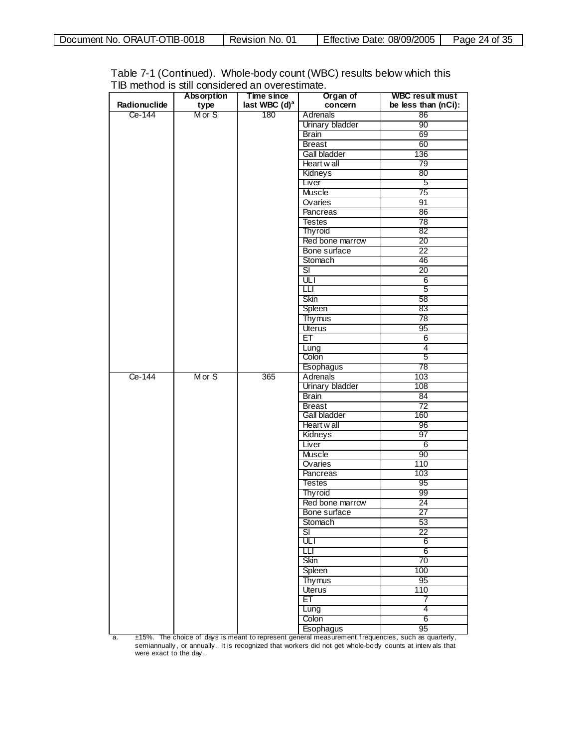Table 7-1 (Continued). Whole-body count (WBC) results below which this TIB method is still considered an overestimate.

| Radionuclide | Absorption type | Time since last WBC (d)[a] | Organ of concern | WBC result must be less than (nCi): |
|---|---|---|---|---|
| Ce-144 | M or S | 180 | Adrenals | 86 |
| | | | Urinary bladder | 90 |
| | | | Brain | 69 |
| | | | Breast | 60 |
| | | | Gall bladder | 136 |
| | | | Heart wall | 79 |
| | | | Kidneys | 80 |
| | | | Liver | 5 |
| | | | Muscle | 75 |
| | | | Ovaries | 91 |
| | | | Pancreas | 86 |
| | | | Testes | 78 |
| | | | Thyroid | 82 |
| | | | Red bone marrow | 20 |
| | | | Bone surface | 22 |
| | | | Stomach | 46 |
| | | | SI | 20 |
| | | | ULI | 6 |
| | | | LLI | 5 |
| | | | Skin | 58 |
| | | | Spleen | 83 |
| | | | Thymus | 78 |
| | | | Uterus | 95 |
| | | | ET | 6 |
| | | | Lung | 4 |
| | | | Colon | 5 |
| | | | Esophagus | 78 |
| Ce-144 | M or S | 365 | Adrenals | 103 |
| | | | Urinary bladder | 108 |
| | | | Brain | 84 |
| | | | Breast | 72 |
| | | | Gall bladder | 160 |
| | | | Heart wall | 96 |
| | | | Kidneys | 97 |
| | | | Liver | 6 |
| | | | Muscle | 90 |
| | | | Ovaries | 110 |
| | | | Pancreas | 103 |
| | | | Testes | 95 |
| | | | Thyroid | 99 |
| | | | Red bone marrow | 24 |
| | | | Bone surface | 27 |
| | | | Stomach | 53 |
| | | | SI | 22 |
| | | | ULI | 6 |
| | | | LLI | 6 |
| | | | Skin | 70 |
| | | | Spleen | 100 |
| | | | Thymus | 95 |
| | | | Uterus | 110 |
| | | | ET | 7 |
| | | | Lung | 4 |
| | | | Colon | 6 |
| | | | Esophagus | 95 |

a. ±15%. The choice of days is meant to represent general measurement frequencies, such as quarterly, semiannually, or annually. It is recognized that workers did not get whole-body counts at intervals that were exact to the day.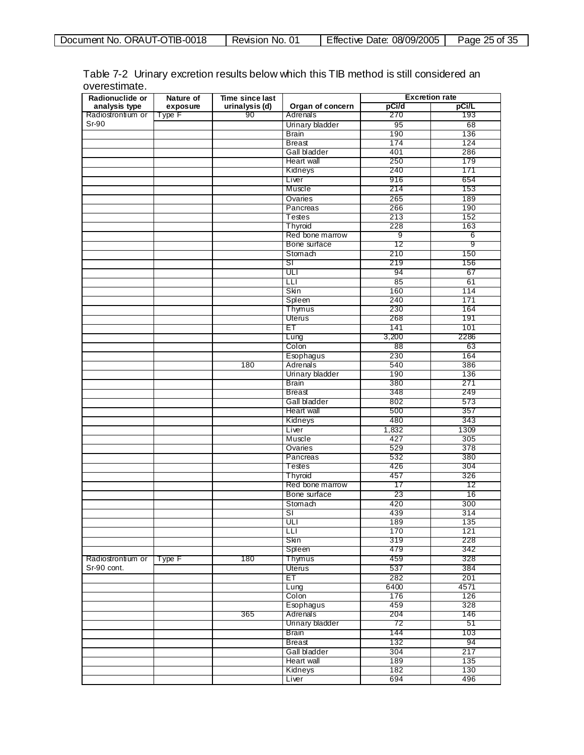Table 7-2 Urinary excretion results below which this TIB method is still considered an overestimate.

| Radionuclide or analysis type | Nature of exposure | Time since last urinalysis (d) | Organ of concern | Excretion rate | |
|---|---|---|---|---|---|
| | | | | pCi/d | pCi/L |
| Radiostrontium or Sr-90 | Type F | 90 | Adrenals | 270 | 193 |
| | | | Urinary bladder | 95 | 68 |
| | | | Brain | 190 | 136 |
| | | | Breast | 174 | 124 |
| | | | Gall bladder | 401 | 286 |
| | | | Heart wall | 250 | 179 |
| | | | Kidneys | 240 | 171 |
| | | | Liver | 916 | 654 |
| | | | Muscle | 214 | 153 |
| | | | Ovaries | 265 | 189 |
| | | | Pancreas | 266 | 190 |
| | | | Testes | 213 | 152 |
| | | | Thyroid | 228 | 163 |
| | | | Red bone marrow | 9 | 6 |
| | | | Bone surface | 12 | 9 |
| | | | Stomach | 210 | 150 |
| | | | SI | 219 | 156 |
| | | | ULI | 94 | 67 |
| | | | LLI | 85 | 61 |
| | | | Skin | 160 | 114 |
| | | | Spleen | 240 | 171 |
| | | | Thymus | 230 | 164 |
| | | | Uterus | 268 | 191 |
| | | | ET | 141 | 101 |
| | | | Lung | 3,200 | 2286 |
| | | | Colon | 88 | 63 |
| | | | Esophagus | 230 | 164 |
| | | 180 | Adrenals | 540 | 386 |
| | | | Urinary bladder | 190 | 136 |
| | | | Brain | 380 | 271 |
| | | | Breast | 348 | 249 |
| | | | Gall bladder | 802 | 573 |
| | | | Heart wall | 500 | 357 |
| | | | Kidneys | 480 | 343 |
| | | | Liver | 1,832 | 1309 |
| | | | Muscle | 427 | 305 |
| | | | Ovaries | 529 | 378 |
| | | | Pancreas | 532 | 380 |
| | | | Testes | 426 | 304 |
| | | | Thyroid | 457 | 326 |
| | | | Red bone marrow | 17 | 12 |
| | | | Bone surface | 23 | 16 |
| | | | Stomach | 420 | 300 |
| | | | SI | 439 | 314 |
| | | | ULI | 189 | 135 |
| | | | LLI | 170 | 121 |
| | | | Skin | 319 | 228 |
| | | | Spleen | 479 | 342 |
| Radiostrontium or Sr-90 cont. | Type F | 180 | Thymus | 459 | 328 |
| | | | Uterus | 537 | 384 |
| | | | ET | 282 | 201 |
| | | | Lung | 6400 | 4571 |
| | | | Colon | 176 | 126 |
| | | | Esophagus | 459 | 328 |
| | | 365 | Adrenals | 204 | 146 |
| | | | Urinary bladder | 72 | 51 |
| | | | Brain | 144 | 103 |
| | | | Breast | 132 | 94 |
| | | | Gall bladder | 304 | 217 |
| | | | Heart wall | 189 | 135 |
| | | | Kidneys | 182 | 130 |
| | | | Liver | 694 | 496 |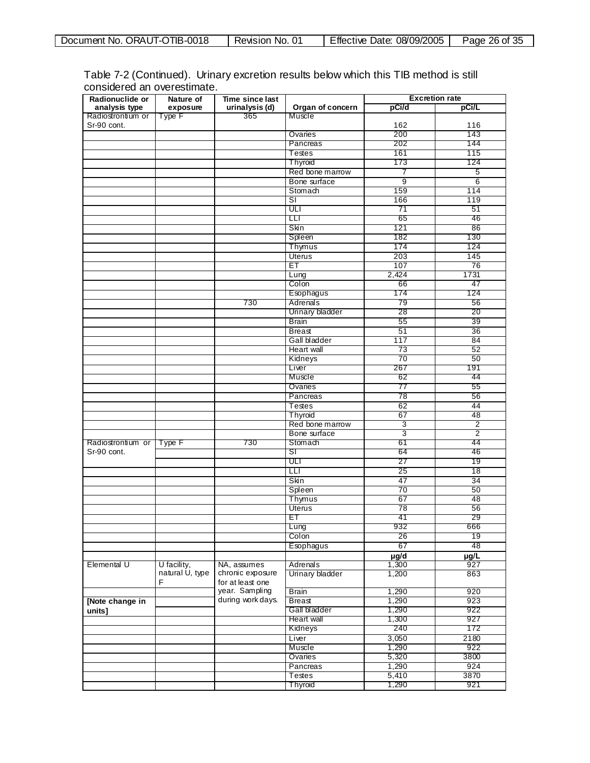Table 7-2 (Continued). Urinary excretion results below which this TIB method is still considered an overestimate.

| Radionuclide or analysis type | Nature of exposure | Time since last urinalysis (d) | Organ of concern | Excretion rate | |
|---|---|---|---|---|---|
| | | | | pCi/d | pCi/L |
| Radiostrontium or Sr-90 cont. | Type F | 365 | Muscle | 162 | 116 |
| | | | Ovaries | 200 | 143 |
| | | | Pancreas | 202 | 144 |
| | | | Testes | 161 | 115 |
| | | | Thyroid | 173 | 124 |
| | | | Red bone marrow | 7 | 5 |
| | | | Bone surface | 9 | 6 |
| | | | Stomach | 159 | 114 |
| | | | SI | 166 | 119 |
| | | | ULI | 71 | 51 |
| | | | LLI | 65 | 46 |
| | | | Skin | 121 | 86 |
| | | | Spleen | 182 | 130 |
| | | | Thymus | 174 | 124 |
| | | | Uterus | 203 | 145 |
| | | | ET | 107 | 76 |
| | | | Lung | 2,424 | 1731 |
| | | | Colon | 66 | 47 |
| | | | Esophagus | 174 | 124 |
| | | 730 | Adrenals | 79 | 56 |
| | | | Urinary bladder | 28 | 20 |
| | | | Brain | 55 | 39 |
| | | | Breast | 51 | 36 |
| | | | Gall bladder | 117 | 84 |
| | | | Heart wall | 73 | 52 |
| | | | Kidneys | 70 | 50 |
| | | | Liver | 267 | 191 |
| | | | Muscle | 62 | 44 |
| | | | Ovaries | 77 | 55 |
| | | | Pancreas | 78 | 56 |
| | | | Testes | 62 | 44 |
| | | | Thyroid | 67 | 48 |
| | | | Red bone marrow | 3 | 2 |
| | | | Bone surface | 3 | 2 |
| Radiostrontium or Sr-90 cont. | Type F | 730 | Stomach | 61 | 44 |
| | | | SI | 64 | 46 |
| | | | ULI | 27 | 19 |
| | | | LLI | 25 | 18 |
| | | | Skin | 47 | 34 |
| | | | Spleen | 70 | 50 |
| | | | Thymus | 67 | 48 |
| | | | Uterus | 78 | 56 |
| | | | ET | 41 | 29 |
| | | | Lung | 932 | 666 |
| | | | Colon | 26 | 19 |
| | | | Esophagus | 67 | 48 |
| | | | | µg/d | µg/L |
| Elemental U | U facility, natural U, type F | NA, assumes chronic exposure for at least one year. Sampling during work days. | Adrenals | 1,300 | 927 |
| | | | Urinary bladder | 1,200 | 863 |
| | | | Brain | 1,290 | 920 |
| **[Note change in units]** | | | Breast | 1,290 | 923 |
| | | | Gall bladder | 1,290 | 922 |
| | | | Heart wall | 1,300 | 927 |
| | | | Kidneys | 240 | 172 |
| | | | Liver | 3,050 | 2180 |
| | | | Muscle | 1,290 | 922 |
| | | | Ovaries | 5,320 | 3800 |
| | | | Pancreas | 1,290 | 924 |
| | | | Testes | 5,410 | 3870 |
| | | | Thyroid | 1,290 | 921 |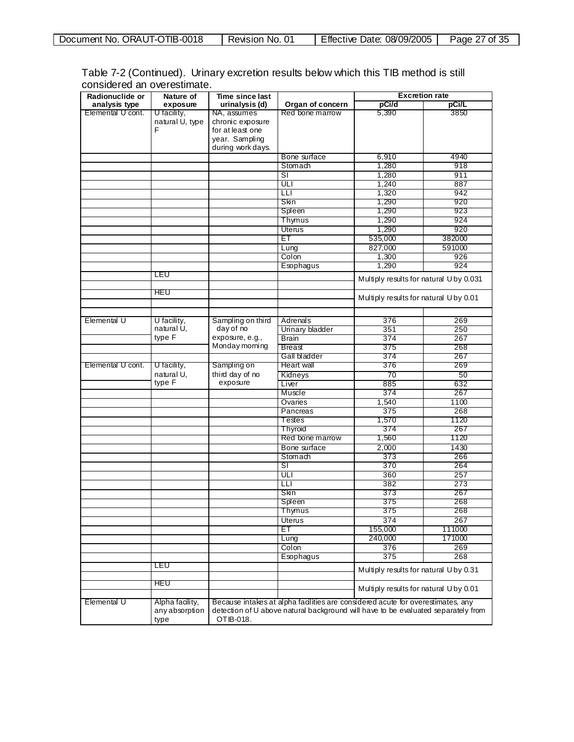Table 7-2 (Continued). Urinary excretion results below which this TIB method is still considered an overestimate.

| Radionuclide or analysis type | Nature of exposure | Time since last urinalysis (d) | Organ of concern | Excretion rate | |
|---|---|---|---|---|---|
| | | | | pCi/d | pCi/L |
| Elemental U cont. | U facility, natural U, type F | NA, assumes chronic exposure for at least one year. Sampling during work days. | Red bone marrow | 5,390 | 3850 |
| | | | Bone surface | 6,910 | 4940 |
| | | | Stomach | 1,280 | 918 |
| | | | SI | 1,280 | 911 |
| | | | ULI | 1,240 | 887 |
| | | | LLI | 1,320 | 942 |
| | | | Skin | 1,290 | 920 |
| | | | Spleen | 1,290 | 923 |
| | | | Thymus | 1,290 | 924 |
| | | | Uterus | 1,290 | 920 |
| | | | ET | 535,000 | 382000 |
| | | | Lung | 827,000 | 591000 |
| | | | Colon | 1,300 | 926 |
| | | | Esophagus | 1,290 | 924 |
| | LEU | | | Multiply results for natural U by 0.031 | |
| | HEU | | | Multiply results for natural U by 0.01 | |
| | | | | | |
| Elemental U | U facility, natural U, type F | Sampling on third day of no exposure, e.g., Monday morning | Adrenals | 376 | 269 |
| | | | Urinary bladder | 351 | 250 |
| | | | Brain | 374 | 267 |
| | | | Breast | 375 | 268 |
| | | | Gall bladder | 374 | 267 |
| Elemental U cont. | U facility, natural U, type F | Sampling on third day of no exposure | Heart wall | 376 | 269 |
| | | | Kidneys | 70 | 50 |
| | | | Liver | 885 | 632 |
| | | | Muscle | 374 | 267 |
| | | | Ovaries | 1,540 | 1100 |
| | | | Pancreas | 375 | 268 |
| | | | Testes | 1,570 | 1120 |
| | | | Thyroid | 374 | 267 |
| | | | Red bone marrow | 1,560 | 1120 |
| | | | Bone surface | 2,000 | 1430 |
| | | | Stomach | 373 | 266 |
| | | | SI | 370 | 264 |
| | | | ULI | 360 | 257 |
| | | | LLI | 382 | 273 |
| | | | Skin | 373 | 267 |
| | | | Spleen | 375 | 268 |
| | | | Thymus | 375 | 268 |
| | | | Uterus | 374 | 267 |
| | | | ET | 155,000 | 111000 |
| | | | Lung | 240,000 | 171000 |
| | | | Colon | 376 | 269 |
| | | | Esophagus | 375 | 268 |
| | LEU | | | Multiply results for natural U by 0.31 | |
| | HEU | | | Multiply results for natural U by 0.01 | |
| Elemental U | Alpha facility, any absorption type | Because intakes at alpha facilities are considered acute for overestimates, any detection of U above natural background will have to be evaluated separately from OTIB-018. | | | |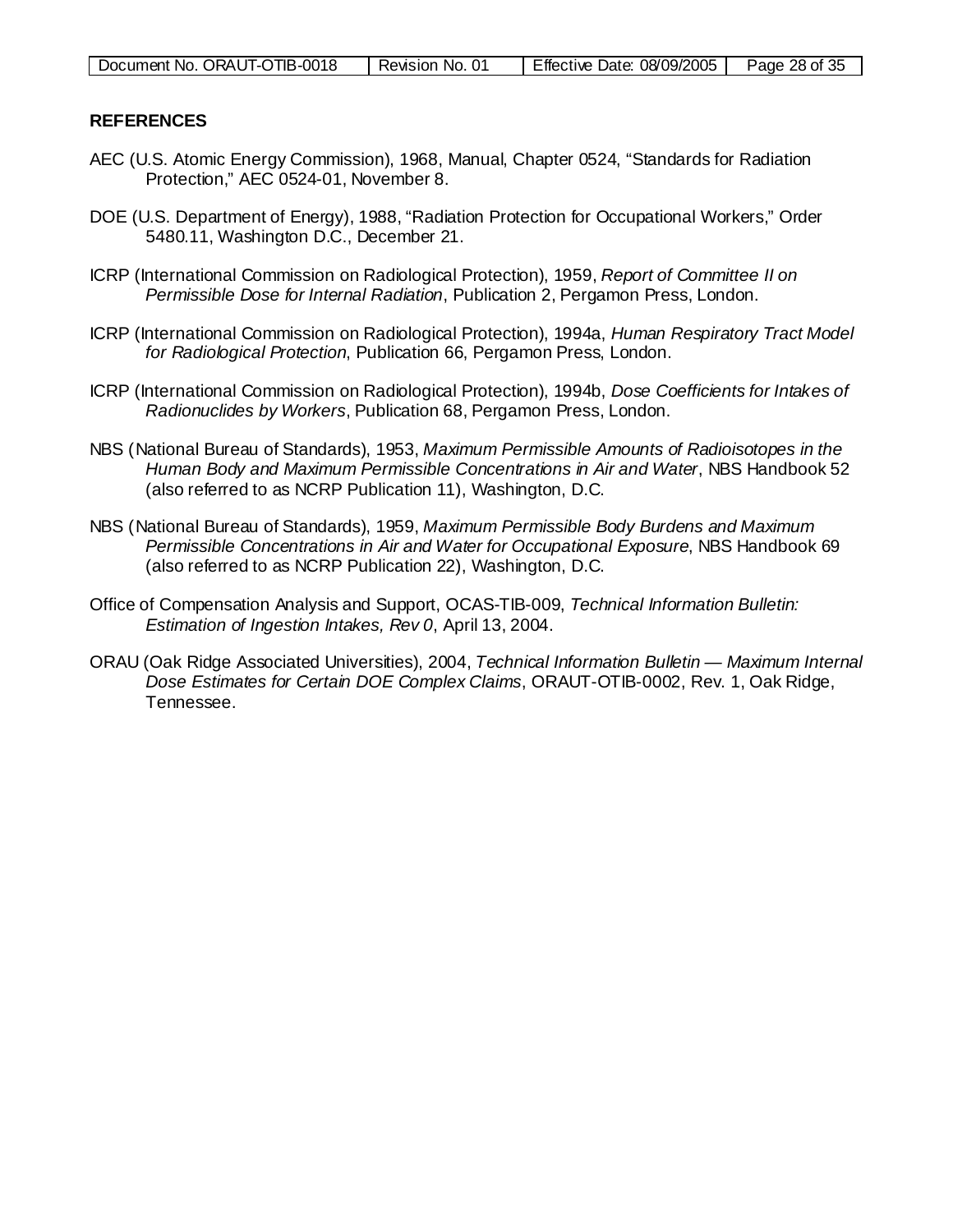**REFERENCES**

AEC (U.S. Atomic Energy Commission), 1968, Manual, Chapter 0524, “Standards for Radiation Protection,” AEC 0524-01, November 8.

DOE (U.S. Department of Energy), 1988, “Radiation Protection for Occupational Workers,” Order 5480.11, Washington D.C., December 21.

ICRP (International Commission on Radiological Protection), 1959, *Report of Committee II on Permissible Dose for Internal Radiation*, Publication 2, Pergamon Press, London.

ICRP (International Commission on Radiological Protection), 1994a, *Human Respiratory Tract Model for Radiological Protection*, Publication 66, Pergamon Press, London.

ICRP (International Commission on Radiological Protection), 1994b, *Dose Coefficients for Intakes of Radionuclides by Workers*, Publication 68, Pergamon Press, London.

NBS (National Bureau of Standards), 1953, *Maximum Permissible Amounts of Radioisotopes in the Human Body and Maximum Permissible Concentrations in Air and Water*, NBS Handbook 52 (also referred to as NCRP Publication 11), Washington, D.C.

NBS (National Bureau of Standards), 1959, *Maximum Permissible Body Burdens and Maximum Permissible Concentrations in Air and Water for Occupational Exposure*, NBS Handbook 69 (also referred to as NCRP Publication 22), Washington, D.C.

Office of Compensation Analysis and Support, OCAS-TIB-009, *Technical Information Bulletin: Estimation of Ingestion Intakes, Rev 0*, April 13, 2004.

ORAU (Oak Ridge Associated Universities), 2004, *Technical Information Bulletin — Maximum Internal Dose Estimates for Certain DOE Complex Claims*, ORAUT-OTIB-0002, Rev. 1, Oak Ridge, Tennessee.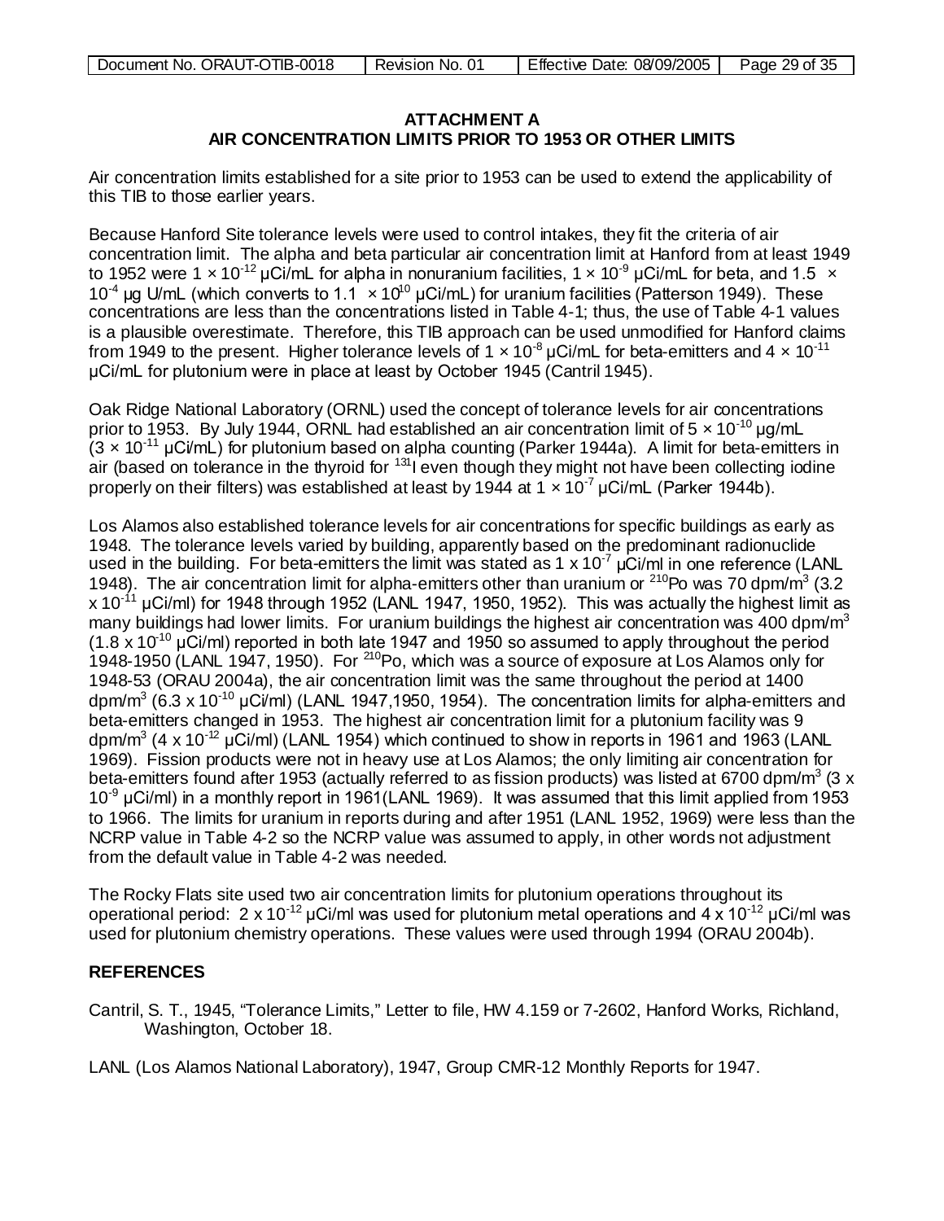# ATTACHMENT A
## AIR CONCENTRATION LIMITS PRIOR TO 1953 OR OTHER LIMITS

Air concentration limits established for a site prior to 1953 can be used to extend the applicability of this TIB to those earlier years.

Because Hanford Site tolerance levels were used to control intakes, they fit the criteria of air concentration limit. The alpha and beta particular air concentration limit at Hanford from at least 1949 to 1952 were $1 \times 10^{-12}$ µCi/mL for alpha in nonuranium facilities, $1 \times 10^{-9}$ µCi/mL for beta, and $1.5 \times 10^{-4}$ µg U/mL (which converts to $1.1 \times 10^{10}$ µCi/mL) for uranium facilities (Patterson 1949). These concentrations are less than the concentrations listed in Table 4-1; thus, the use of Table 4-1 values is a plausible overestimate. Therefore, this TIB approach can be used unmodified for Hanford claims from 1949 to the present. Higher tolerance levels of $1 \times 10^{-8}$ µCi/mL for beta-emitters and $4 \times 10^{-11}$ µCi/mL for plutonium were in place at least by October 1945 (Cantril 1945).

Oak Ridge National Laboratory (ORNL) used the concept of tolerance levels for air concentrations prior to 1953. By July 1944, ORNL had established an air concentration limit of $5 \times 10^{-10}$ µg/mL ($3 \times 10^{-11}$ µCi/mL) for plutonium based on alpha counting (Parker 1944a). A limit for beta-emitters in air (based on tolerance in the thyroid for $^{131}$I even though they might not have been collecting iodine properly on their filters) was established at least by 1944 at $1 \times 10^{-7}$ µCi/mL (Parker 1944b).

Los Alamos also established tolerance levels for air concentrations for specific buildings as early as 1948. The tolerance levels varied by building, apparently based on the predominant radionuclide used in the building. For beta-emitters the limit was stated as $1 \times 10^{-7}$ µCi/ml in one reference (LANL 1948). The air concentration limit for alpha-emitters other than uranium or $^{210}$Po was 70 dpm/m$^3$ ($3.2 \times 10^{-11}$ µCi/ml) for 1948 through 1952 (LANL 1947, 1950, 1952). This was actually the highest limit as many buildings had lower limits. For uranium buildings the highest air concentration was 400 dpm/m$^3$ ($1.8 \times 10^{-10}$ µCi/ml) reported in both late 1947 and 1950 so assumed to apply throughout the period 1948-1950 (LANL 1947, 1950). For $^{210}$Po, which was a source of exposure at Los Alamos only for 1948-53 (ORAU 2004a), the air concentration limit was the same throughout the period at 1400 dpm/m$^3$ ($6.3 \times 10^{-10}$ µCi/ml) (LANL 1947,1950, 1954). The concentration limits for alpha-emitters and beta-emitters changed in 1953. The highest air concentration limit for a plutonium facility was 9 dpm/m$^3$ ($4 \times 10^{-12}$ µCi/ml) (LANL 1954) which continued to show in reports in 1961 and 1963 (LANL 1969). Fission products were not in heavy use at Los Alamos; the only limiting air concentration for beta-emitters found after 1953 (actually referred to as fission products) was listed at 6700 dpm/m$^3$ ($3 \times 10^{-9}$ µCi/ml) in a monthly report in 1961(LANL 1969). It was assumed that this limit applied from 1953 to 1966. The limits for uranium in reports during and after 1951 (LANL 1952, 1969) were less than the NCRP value in Table 4-2 so the NCRP value was assumed to apply, in other words not adjustment from the default value in Table 4-2 was needed.

The Rocky Flats site used two air concentration limits for plutonium operations throughout its operational period: $2 \times 10^{-12}$ µCi/ml was used for plutonium metal operations and $4 \times 10^{-12}$ µCi/ml was used for plutonium chemistry operations. These values were used through 1994 (ORAU 2004b).

## REFERENCES

Cantril, S. T., 1945, "Tolerance Limits," Letter to file, HW 4.159 or 7-2602, Hanford Works, Richland, Washington, October 18.

LANL (Los Alamos National Laboratory), 1947, Group CMR-12 Monthly Reports for 1947.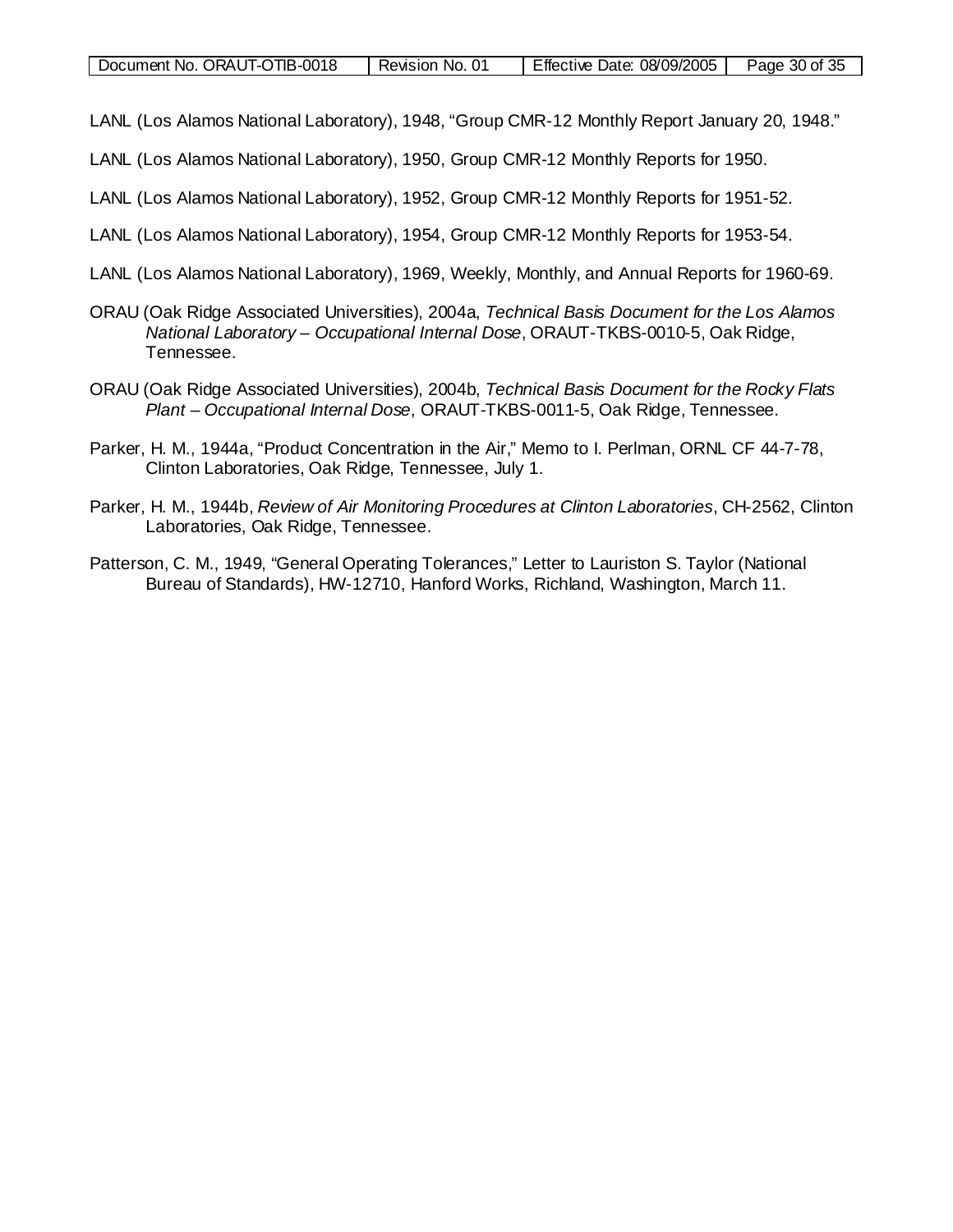LANL (Los Alamos National Laboratory), 1948, "Group CMR-12 Monthly Report January 20, 1948."

LANL (Los Alamos National Laboratory), 1950, Group CMR-12 Monthly Reports for 1950.

LANL (Los Alamos National Laboratory), 1952, Group CMR-12 Monthly Reports for 1951-52.

LANL (Los Alamos National Laboratory), 1954, Group CMR-12 Monthly Reports for 1953-54.

LANL (Los Alamos National Laboratory), 1969, Weekly, Monthly, and Annual Reports for 1960-69.

ORAU (Oak Ridge Associated Universities), 2004a, *Technical Basis Document for the Los Alamos National Laboratory – Occupational Internal Dose*, ORAUT-TKBS-0010-5, Oak Ridge, Tennessee.

ORAU (Oak Ridge Associated Universities), 2004b, *Technical Basis Document for the Rocky Flats Plant – Occupational Internal Dose*, ORAUT-TKBS-0011-5, Oak Ridge, Tennessee.

Parker, H. M., 1944a, "Product Concentration in the Air," Memo to I. Perlman, ORNL CF 44-7-78, Clinton Laboratories, Oak Ridge, Tennessee, July 1.

Parker, H. M., 1944b, *Review of Air Monitoring Procedures at Clinton Laboratories*, CH-2562, Clinton Laboratories, Oak Ridge, Tennessee.

Patterson, C. M., 1949, "General Operating Tolerances," Letter to Lauriston S. Taylor (National Bureau of Standards), HW-12710, Hanford Works, Richland, Washington, March 11.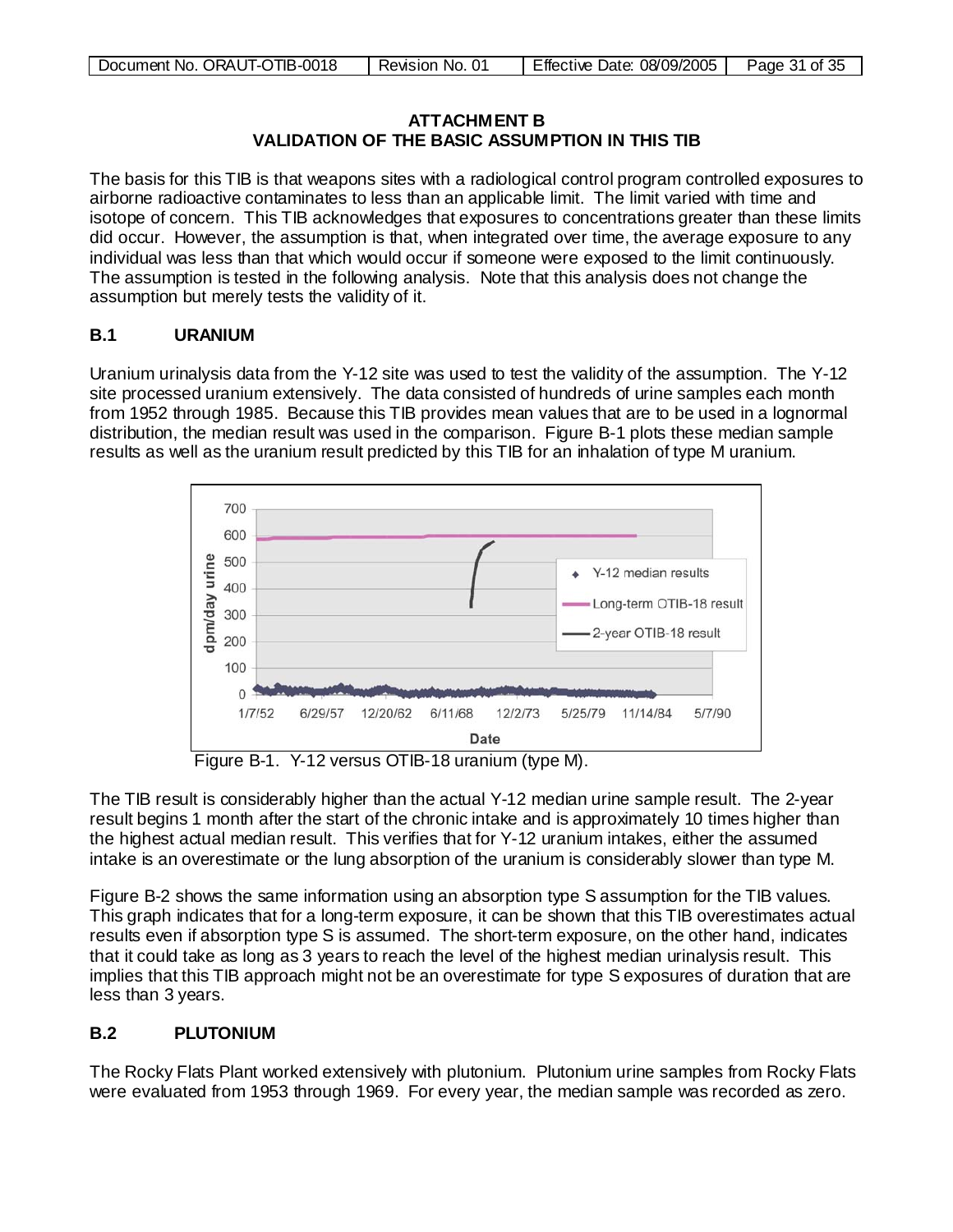## ATTACHMENT B
## VALIDATION OF THE BASIC ASSUMPTION IN THIS TIB

The basis for this TIB is that weapons sites with a radiological control program controlled exposures to airborne radioactive contaminates to less than an applicable limit. The limit varied with time and isotope of concern. This TIB acknowledges that exposures to concentrations greater than these limits did occur. However, the assumption is that, when integrated over time, the average exposure to any individual was less than that which would occur if someone were exposed to the limit continuously. The assumption is tested in the following analysis. Note that this analysis does not change the assumption but merely tests the validity of it.

### B.1 URANIUM

Uranium urinalysis data from the Y-12 site was used to test the validity of the assumption. The Y-12 site processed uranium extensively. The data consisted of hundreds of urine samples each month from 1952 through 1985. Because this TIB provides mean values that are to be used in a lognormal distribution, the median result was used in the comparison. Figure B-1 plots these median sample results as well as the uranium result predicted by this TIB for an inhalation of type M uranium.

Figure B-1. Y-12 versus OTIB-18 uranium (type M).

The TIB result is considerably higher than the actual Y-12 median urine sample result. The 2-year result begins 1 month after the start of the chronic intake and is approximately 10 times higher than the highest actual median result. This verifies that for Y-12 uranium intakes, either the assumed intake is an overestimate or the lung absorption of the uranium is considerably slower than type M.

Figure B-2 shows the same information using an absorption type S assumption for the TIB values. This graph indicates that for a long-term exposure, it can be shown that this TIB overestimates actual results even if absorption type S is assumed. The short-term exposure, on the other hand, indicates that it could take as long as 3 years to reach the level of the highest median urinalysis result. This implies that this TIB approach might not be an overestimate for type S exposures of duration that are less than 3 years.

### B.2 PLUTONIUM

The Rocky Flats Plant worked extensively with plutonium. Plutonium urine samples from Rocky Flats were evaluated from 1953 through 1969. For every year, the median sample was recorded as zero.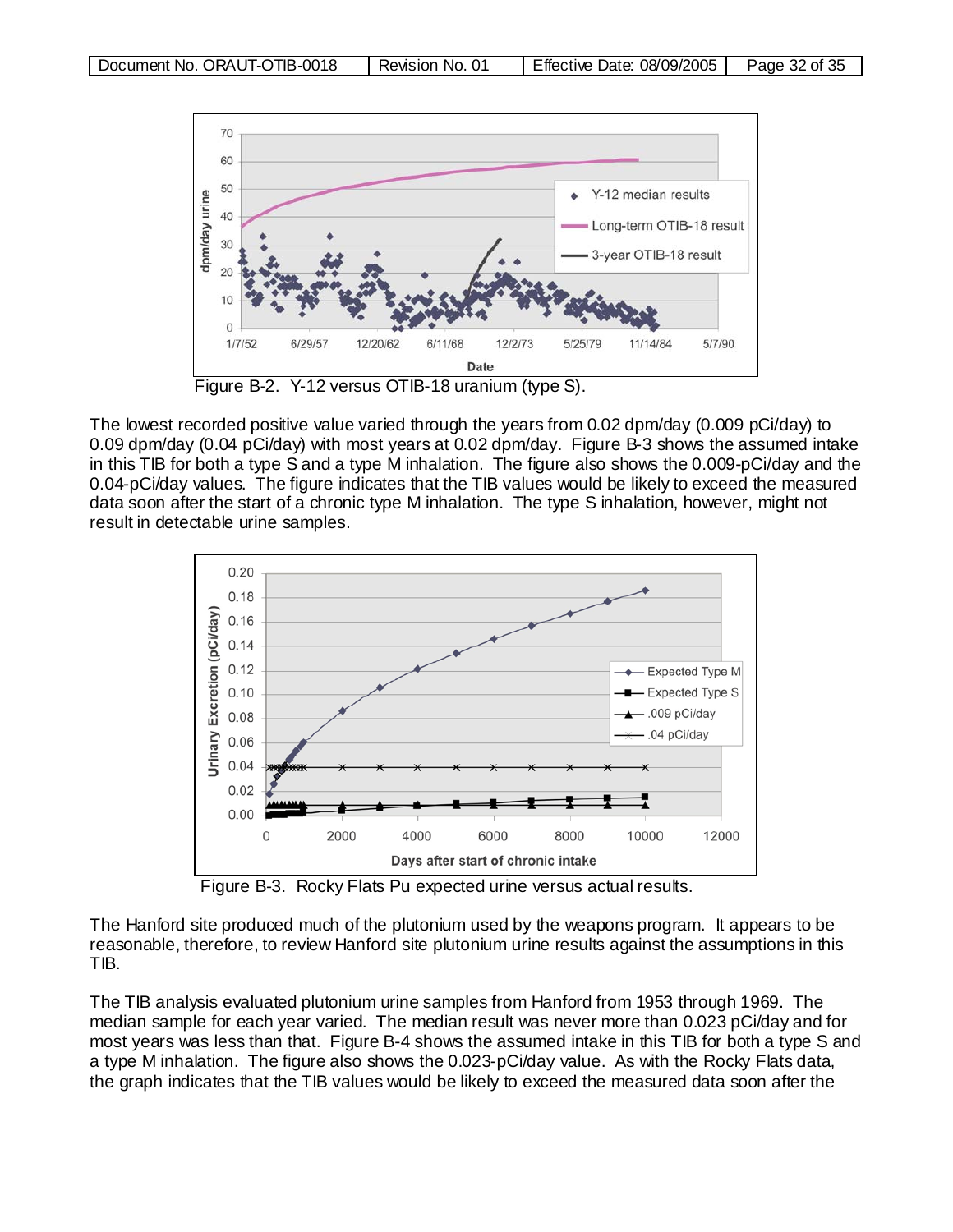Figure B-2. Y-12 versus OTIB-18 uranium (type S).

The lowest recorded positive value varied through the years from 0.02 dpm/day (0.009 pCi/day) to 0.09 dpm/day (0.04 pCi/day) with most years at 0.02 dpm/day. Figure B-3 shows the assumed intake in this TIB for both a type S and a type M inhalation. The figure also shows the 0.009-pCi/day and the 0.04-pCi/day values. The figure indicates that the TIB values would be likely to exceed the measured data soon after the start of a chronic type M inhalation. The type S inhalation, however, might not result in detectable urine samples.

Figure B-3. Rocky Flats Pu expected urine versus actual results.

The Hanford site produced much of the plutonium used by the weapons program. It appears to be reasonable, therefore, to review Hanford site plutonium urine results against the assumptions in this TIB.

The TIB analysis evaluated plutonium urine samples from Hanford from 1953 through 1969. The median sample for each year varied. The median result was never more than 0.023 pCi/day and for most years was less than that. Figure B-4 shows the assumed intake in this TIB for both a type S and a type M inhalation. The figure also shows the 0.023-pCi/day value. As with the Rocky Flats data, the graph indicates that the TIB values would be likely to exceed the measured data soon after the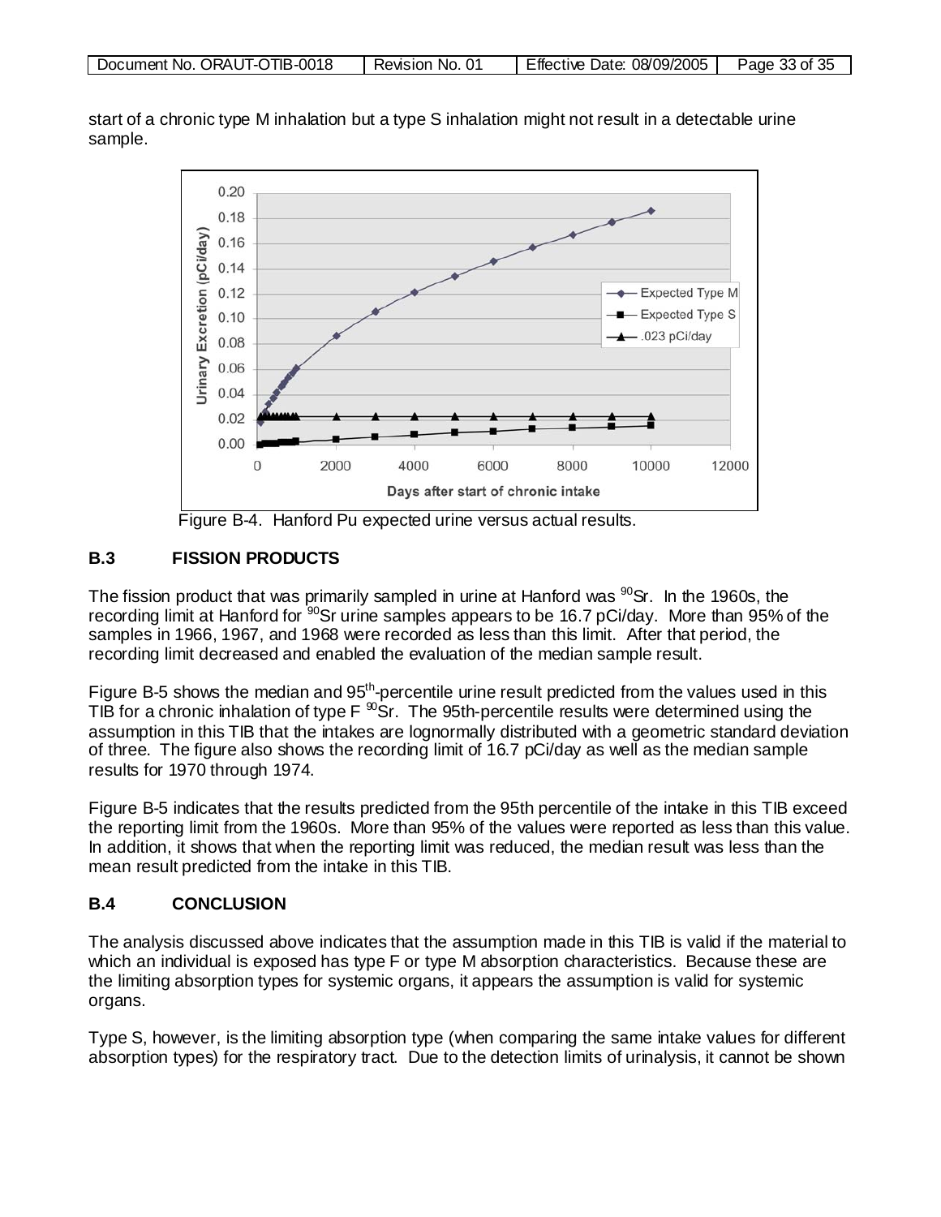start of a chronic type M inhalation but a type S inhalation might not result in a detectable urine sample.

Figure B-4. Hanford Pu expected urine versus actual results.

## B.3 FISSION PRODUCTS

The fission product that was primarily sampled in urine at Hanford was $^{90}$Sr. In the 1960s, the recording limit at Hanford for $^{90}$Sr urine samples appears to be 16.7 pCi/day. More than 95% of the samples in 1966, 1967, and 1968 were recorded as less than this limit. After that period, the recording limit decreased and enabled the evaluation of the median sample result.

Figure B-5 shows the median and 95$^{th}$-percentile urine result predicted from the values used in this TIB for a chronic inhalation of type F $^{90}$Sr. The 95th-percentile results were determined using the assumption in this TIB that the intakes are lognormally distributed with a geometric standard deviation of three. The figure also shows the recording limit of 16.7 pCi/day as well as the median sample results for 1970 through 1974.

Figure B-5 indicates that the results predicted from the 95th percentile of the intake in this TIB exceed the reporting limit from the 1960s. More than 95% of the values were reported as less than this value. In addition, it shows that when the reporting limit was reduced, the median result was less than the mean result predicted from the intake in this TIB.

## B.4 CONCLUSION

The analysis discussed above indicates that the assumption made in this TIB is valid if the material to which an individual is exposed has type F or type M absorption characteristics. Because these are the limiting absorption types for systemic organs, it appears the assumption is valid for systemic organs.

Type S, however, is the limiting absorption type (when comparing the same intake values for different absorption types) for the respiratory tract. Due to the detection limits of urinalysis, it cannot be shown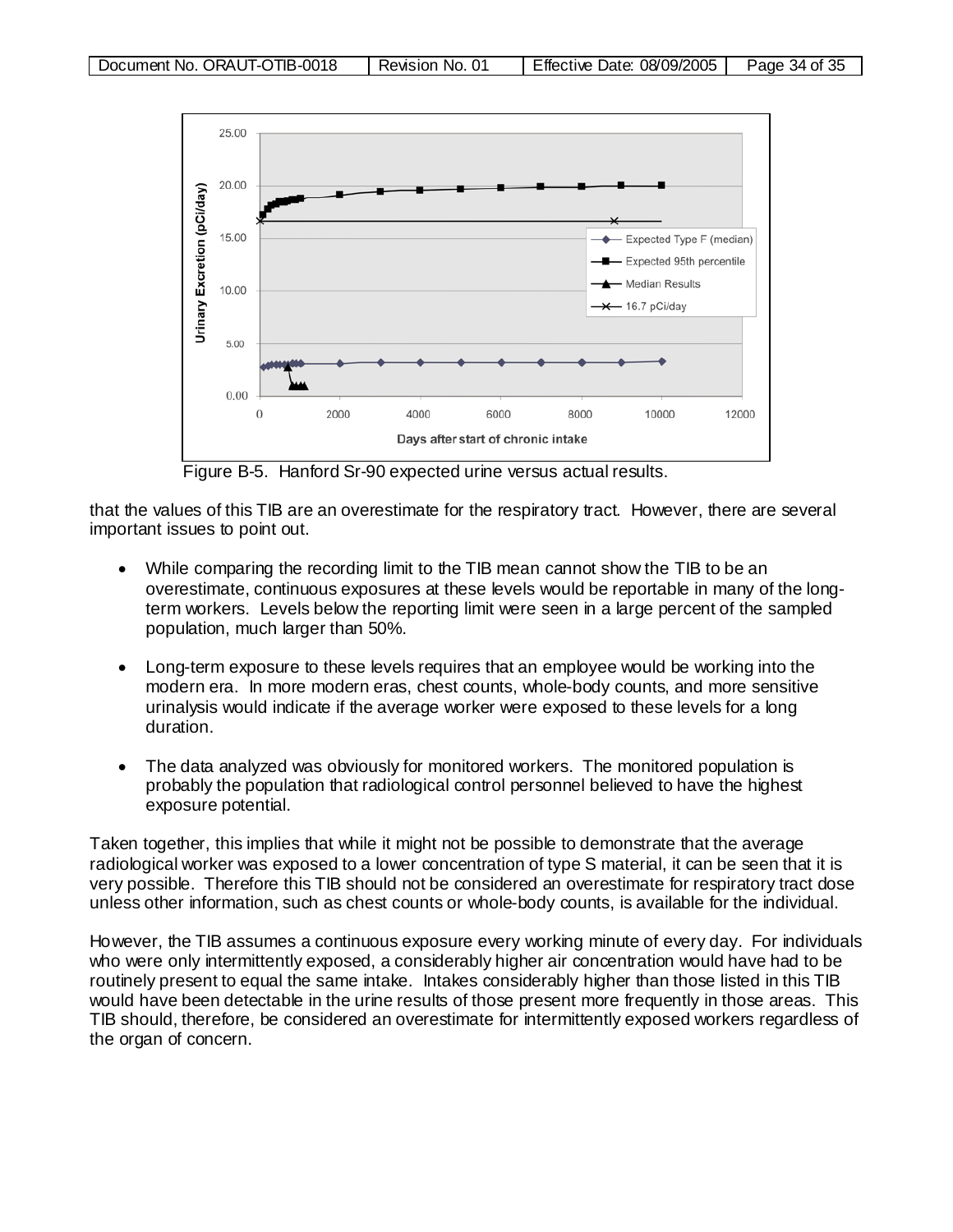Figure B-5. Hanford Sr-90 expected urine versus actual results.

that the values of this TIB are an overestimate for the respiratory tract. However, there are several important issues to point out.

- While comparing the recording limit to the TIB mean cannot show the TIB to be an overestimate, continuous exposures at these levels would be reportable in many of the long-term workers. Levels below the reporting limit were seen in a large percent of the sampled population, much larger than 50%.
- Long-term exposure to these levels requires that an employee would be working into the modern era. In more modern eras, chest counts, whole-body counts, and more sensitive urinalysis would indicate if the average worker were exposed to these levels for a long duration.
- The data analyzed was obviously for monitored workers. The monitored population is probably the population that radiological control personnel believed to have the highest exposure potential.

Taken together, this implies that while it might not be possible to demonstrate that the average radiological worker was exposed to a lower concentration of type S material, it can be seen that it is very possible. Therefore this TIB should not be considered an overestimate for respiratory tract dose unless other information, such as chest counts or whole-body counts, is available for the individual.

However, the TIB assumes a continuous exposure every working minute of every day. For individuals who were only intermittently exposed, a considerably higher air concentration would have had to be routinely present to equal the same intake. Intakes considerably higher than those listed in this TIB would have been detectable in the urine results of those present more frequently in those areas. This TIB should, therefore, be considered an overestimate for intermittently exposed workers regardless of the organ of concern.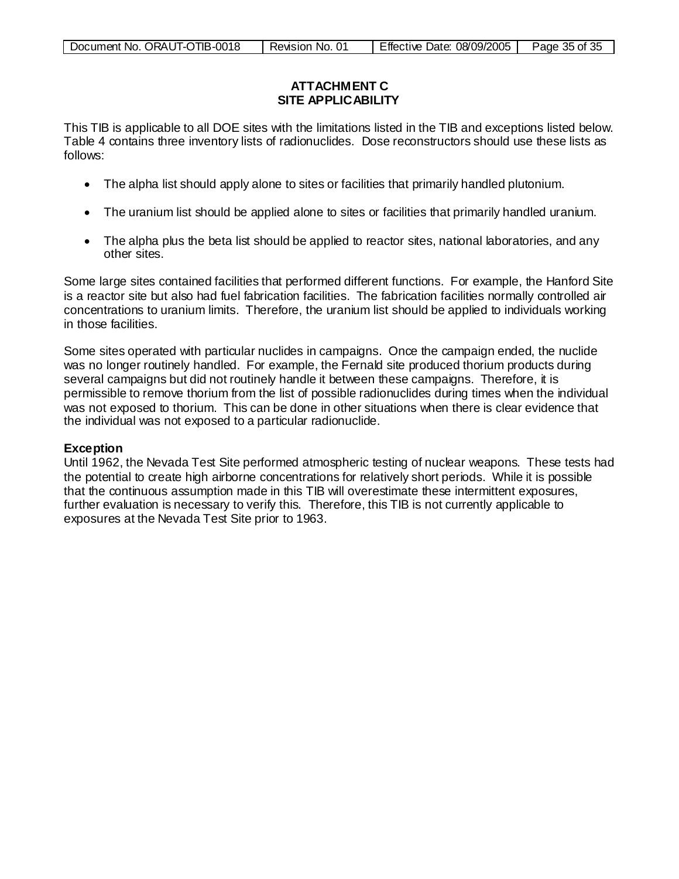# ATTACHMENT C
# SITE APPLICABILITY

This TIB is applicable to all DOE sites with the limitations listed in the TIB and exceptions listed below. Table 4 contains three inventory lists of radionuclides. Dose reconstructors should use these lists as follows:

- The alpha list should apply alone to sites or facilities that primarily handled plutonium.
- The uranium list should be applied alone to sites or facilities that primarily handled uranium.
- The alpha plus the beta list should be applied to reactor sites, national laboratories, and any other sites.

Some large sites contained facilities that performed different functions. For example, the Hanford Site is a reactor site but also had fuel fabrication facilities. The fabrication facilities normally controlled air concentrations to uranium limits. Therefore, the uranium list should be applied to individuals working in those facilities.

Some sites operated with particular nuclides in campaigns. Once the campaign ended, the nuclide was no longer routinely handled. For example, the Fernald site produced thorium products during several campaigns but did not routinely handle it between these campaigns. Therefore, it is permissible to remove thorium from the list of possible radionuclides during times when the individual was not exposed to thorium. This can be done in other situations when there is clear evidence that the individual was not exposed to a particular radionuclide.

**Exception**

Until 1962, the Nevada Test Site performed atmospheric testing of nuclear weapons. These tests had the potential to create high airborne concentrations for relatively short periods. While it is possible that the continuous assumption made in this TIB will overestimate these intermittent exposures, further evaluation is necessary to verify this. Therefore, this TIB is not currently applicable to exposures at the Nevada Test Site prior to 1963.